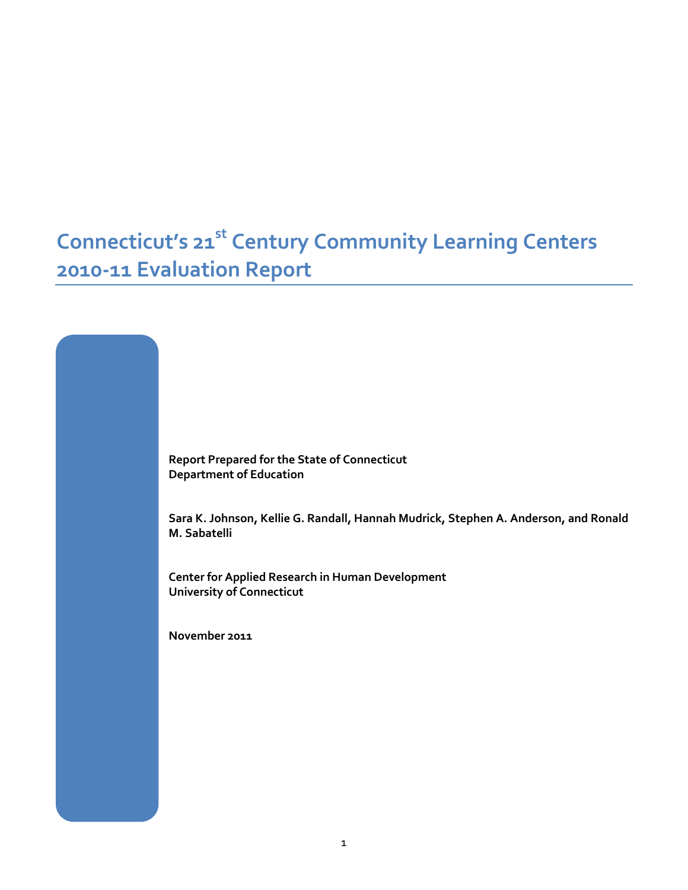# Connecticut's 21st Century Community Learning Centers 2010-11 Evaluation Report

**Report Prepared for the State of Connecticut Department of Education**

**Sara K. Johnson, Kellie G. Randall, Hannah Mudrick, Stephen A. Anderson, and Ronald M. Sabatelli**

**Center for Applied Research in Human Development University of Connecticut**

**November 2011**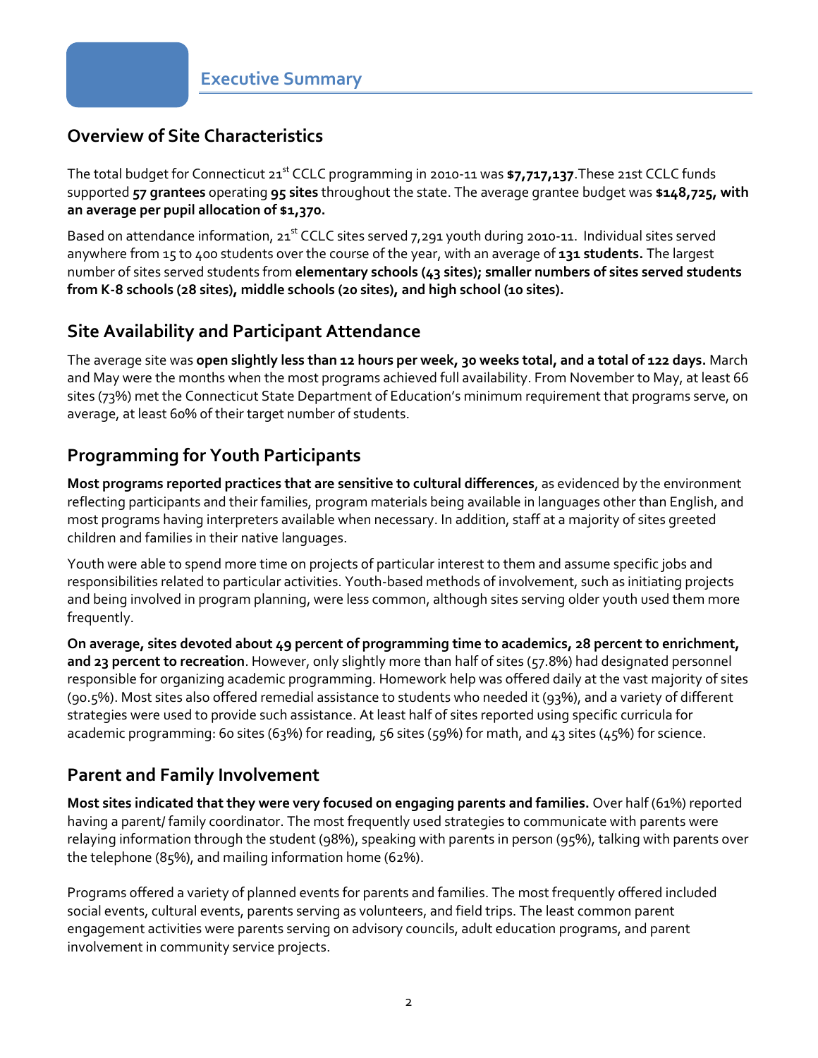# Executive Summary

## Overview of Site Characteristics

The total budget for Connecticut 21st CCLC programming in 2010-11 was **$7,717,137**.These 21st CCLC funds supported **57 grantees** operating **95 sites** throughout the state. The average grantee budget was **$148,725, with an average per pupil allocation of $1,370.**

Based on attendance information, 21st CCLC sites served 7,291 youth during 2010-11. Individual sites served anywhere from 15 to 400 students over the course of the year, with an average of **131 students.** The largest number of sites served students from **elementary schools (43 sites); smaller numbers of sites served students from K-8 schools (28 sites), middle schools (20 sites), and high school (10 sites).**

## Site Availability and Participant Attendance

The average site was **open slightly less than 12 hours per week, 30 weeks total, and a total of 122 days.** March and May were the months when the most programs achieved full availability. From November to May, at least 66 sites (73%) met the Connecticut State Department of Education's minimum requirement that programs serve, on average, at least 60% of their target number of students.

## Programming for Youth Participants

**Most programs reported practices that are sensitive to cultural differences**, as evidenced by the environment reflecting participants and their families, program materials being available in languages other than English, and most programs having interpreters available when necessary. In addition, staff at a majority of sites greeted children and families in their native languages.

Youth were able to spend more time on projects of particular interest to them and assume specific jobs and responsibilities related to particular activities. Youth-based methods of involvement, such as initiating projects and being involved in program planning, were less common, although sites serving older youth used them more frequently.

**On average, sites devoted about 49 percent of programming time to academics, 28 percent to enrichment, and 23 percent to recreation**. However, only slightly more than half of sites (57.8%) had designated personnel responsible for organizing academic programming. Homework help was offered daily at the vast majority of sites (90.5%). Most sites also offered remedial assistance to students who needed it (93%), and a variety of different strategies were used to provide such assistance. At least half of sites reported using specific curricula for academic programming: 60 sites (63%) for reading, 56 sites (59%) for math, and 43 sites (45%) for science.

## Parent and Family Involvement

**Most sites indicated that they were very focused on engaging parents and families.** Over half (61%) reported having a parent/ family coordinator. The most frequently used strategies to communicate with parents were relaying information through the student (98%), speaking with parents in person (95%), talking with parents over the telephone (85%), and mailing information home (62%).

Programs offered a variety of planned events for parents and families. The most frequently offered included social events, cultural events, parents serving as volunteers, and field trips. The least common parent engagement activities were parents serving on advisory councils, adult education programs, and parent involvement in community service projects.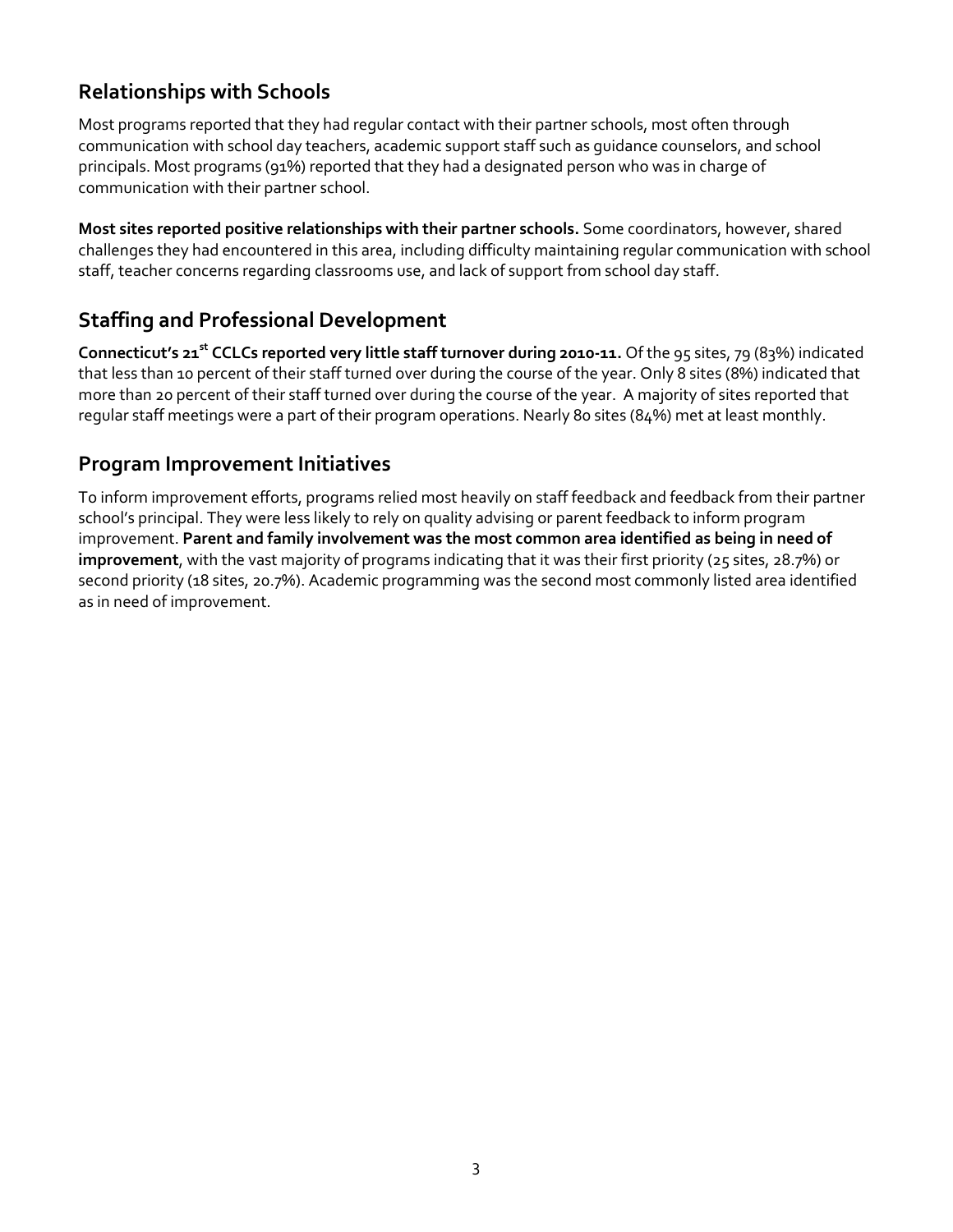## Relationships with Schools

Most programs reported that they had regular contact with their partner schools, most often through communication with school day teachers, academic support staff such as guidance counselors, and school principals. Most programs (91%) reported that they had a designated person who was in charge of communication with their partner school.

**Most sites reported positive relationships with their partner schools.** Some coordinators, however, shared challenges they had encountered in this area, including difficulty maintaining regular communication with school staff, teacher concerns regarding classrooms use, and lack of support from school day staff.

## Staffing and Professional Development

**Connecticut's 21st CCLCs reported very little staff turnover during 2010-11.** Of the 95 sites, 79 (83%) indicated that less than 10 percent of their staff turned over during the course of the year. Only 8 sites (8%) indicated that more than 20 percent of their staff turned over during the course of the year. A majority of sites reported that regular staff meetings were a part of their program operations. Nearly 80 sites (84%) met at least monthly.

## Program Improvement Initiatives

To inform improvement efforts, programs relied most heavily on staff feedback and feedback from their partner school's principal. They were less likely to rely on quality advising or parent feedback to inform program improvement. **Parent and family involvement was the most common area identified as being in need of improvement**, with the vast majority of programs indicating that it was their first priority (25 sites, 28.7%) or second priority (18 sites, 20.7%). Academic programming was the second most commonly listed area identified as in need of improvement.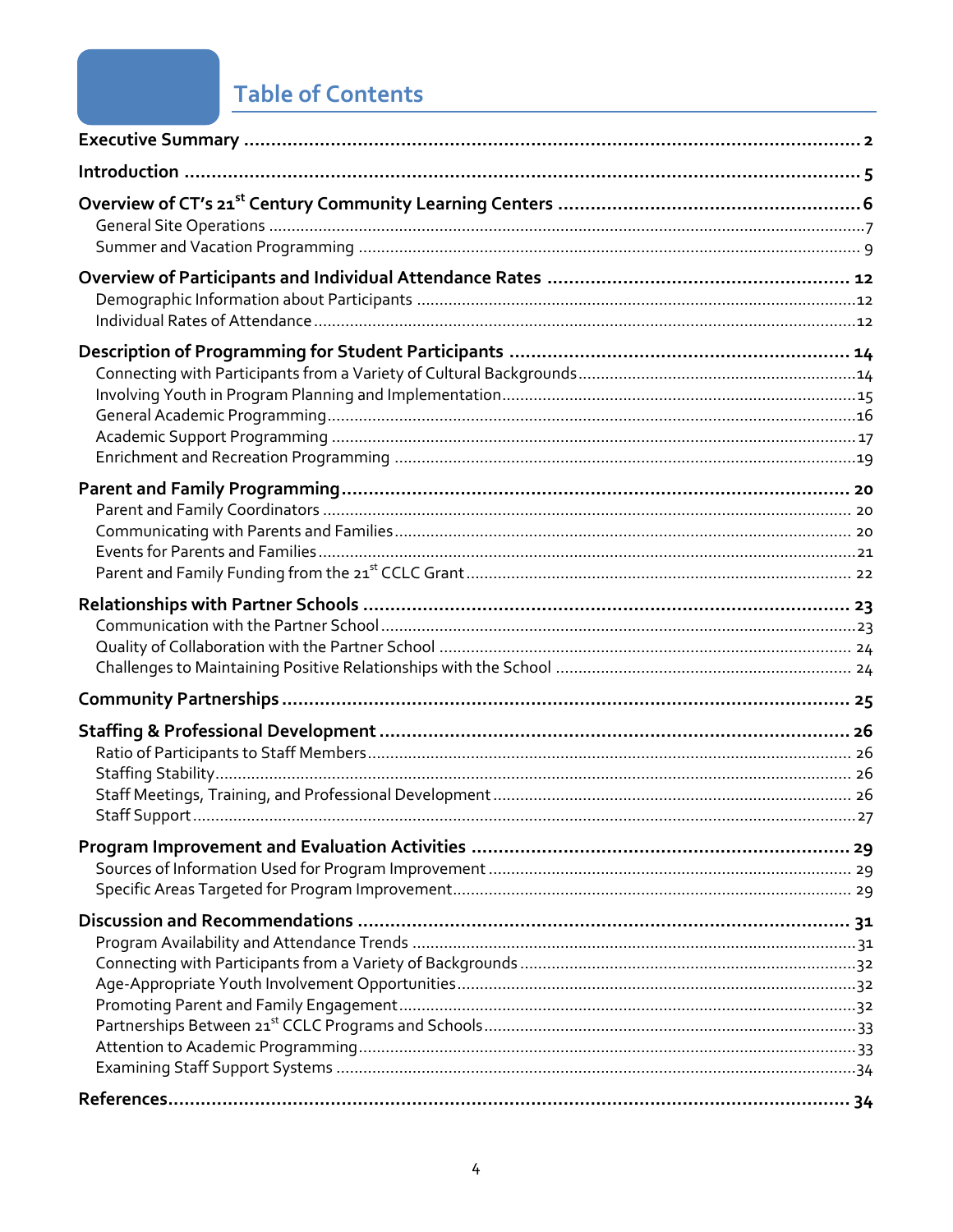# Table of Contents

**Executive Summary** .......... 2

**Introduction** .......... 5

**Overview of CT's 21st Century Community Learning Centers** .......... 6
- General Site Operations .......... 7
- Summer and Vacation Programming .......... 9

**Overview of Participants and Individual Attendance Rates** .......... 12
- Demographic Information about Participants .......... 12
- Individual Rates of Attendance .......... 12

**Description of Programming for Student Participants** .......... 14
- Connecting with Participants from a Variety of Cultural Backgrounds .......... 14
- Involving Youth in Program Planning and Implementation .......... 15
- General Academic Programming .......... 16
- Academic Support Programming .......... 17
- Enrichment and Recreation Programming .......... 19

**Parent and Family Programming** .......... 20
- Parent and Family Coordinators .......... 20
- Communicating with Parents and Families .......... 20
- Events for Parents and Families .......... 21
- Parent and Family Funding from the 21st CCLC Grant .......... 22

**Relationships with Partner Schools** .......... 23
- Communication with the Partner School .......... 23
- Quality of Collaboration with the Partner School .......... 24
- Challenges to Maintaining Positive Relationships with the School .......... 24

**Community Partnerships** .......... 25

**Staffing & Professional Development** .......... 26
- Ratio of Participants to Staff Members .......... 26
- Staffing Stability .......... 26
- Staff Meetings, Training, and Professional Development .......... 26
- Staff Support .......... 27

**Program Improvement and Evaluation Activities** .......... 29
- Sources of Information Used for Program Improvement .......... 29
- Specific Areas Targeted for Program Improvement .......... 29

**Discussion and Recommendations** .......... 31
- Program Availability and Attendance Trends .......... 31
- Connecting with Participants from a Variety of Backgrounds .......... 32
- Age-Appropriate Youth Involvement Opportunities .......... 32
- Promoting Parent and Family Engagement .......... 32
- Partnerships Between 21st CCLC Programs and Schools .......... 33
- Attention to Academic Programming .......... 33
- Examining Staff Support Systems .......... 34

**References** .......... 34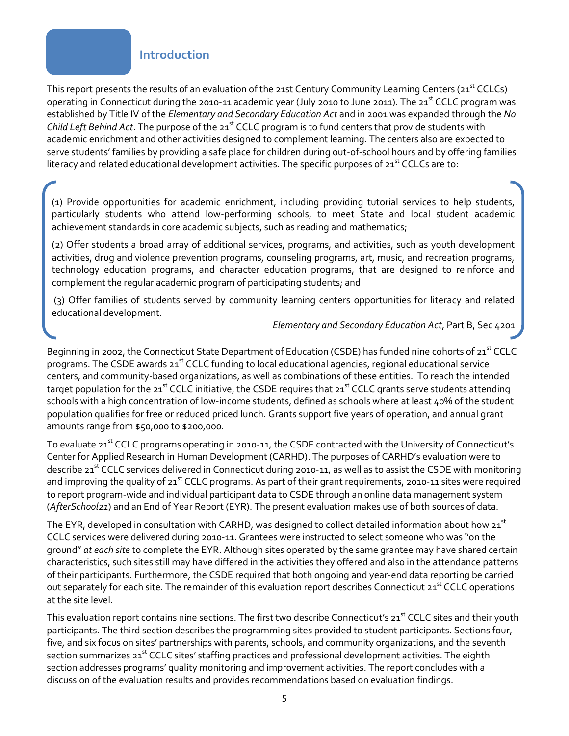## Introduction

This report presents the results of an evaluation of the 21st Century Community Learning Centers (21st CCLCs) operating in Connecticut during the 2010-11 academic year (July 2010 to June 2011). The 21st CCLC program was established by Title IV of the *Elementary and Secondary Education Act* and in 2001 was expanded through the *No Child Left Behind Act*. The purpose of the 21st CCLC program is to fund centers that provide students with academic enrichment and other activities designed to complement learning. The centers also are expected to serve students' families by providing a safe place for children during out-of-school hours and by offering families literacy and related educational development activities. The specific purposes of 21st CCLCs are to:

> (1) Provide opportunities for academic enrichment, including providing tutorial services to help students, particularly students who attend low-performing schools, to meet State and local student academic achievement standards in core academic subjects, such as reading and mathematics;
>
> (2) Offer students a broad array of additional services, programs, and activities, such as youth development activities, drug and violence prevention programs, counseling programs, art, music, and recreation programs, technology education programs, and character education programs, that are designed to reinforce and complement the regular academic program of participating students; and
>
> (3) Offer families of students served by community learning centers opportunities for literacy and related educational development.
>
> *Elementary and Secondary Education Act*, Part B, Sec 4201

Beginning in 2002, the Connecticut State Department of Education (CSDE) has funded nine cohorts of 21st CCLC programs. The CSDE awards 21st CCLC funding to local educational agencies, regional educational service centers, and community-based organizations, as well as combinations of these entities. To reach the intended target population for the 21st CCLC initiative, the CSDE requires that 21st CCLC grants serve students attending schools with a high concentration of low-income students, defined as schools where at least 40% of the student population qualifies for free or reduced priced lunch. Grants support five years of operation, and annual grant amounts range from $50,000 to $200,000.

To evaluate 21st CCLC programs operating in 2010-11, the CSDE contracted with the University of Connecticut's Center for Applied Research in Human Development (CARHD). The purposes of CARHD's evaluation were to describe 21st CCLC services delivered in Connecticut during 2010-11, as well as to assist the CSDE with monitoring and improving the quality of 21st CCLC programs. As part of their grant requirements, 2010-11 sites were required to report program-wide and individual participant data to CSDE through an online data management system (*AfterSchool21*) and an End of Year Report (EYR). The present evaluation makes use of both sources of data.

The EYR, developed in consultation with CARHD, was designed to collect detailed information about how 21st CCLC services were delivered during 2010-11. Grantees were instructed to select someone who was "on the ground" *at each site* to complete the EYR. Although sites operated by the same grantee may have shared certain characteristics, such sites still may have differed in the activities they offered and also in the attendance patterns of their participants. Furthermore, the CSDE required that both ongoing and year-end data reporting be carried out separately for each site. The remainder of this evaluation report describes Connecticut 21st CCLC operations at the site level.

This evaluation report contains nine sections. The first two describe Connecticut's 21st CCLC sites and their youth participants. The third section describes the programming sites provided to student participants. Sections four, five, and six focus on sites' partnerships with parents, schools, and community organizations, and the seventh section summarizes 21st CCLC sites' staffing practices and professional development activities. The eighth section addresses programs' quality monitoring and improvement activities. The report concludes with a discussion of the evaluation results and provides recommendations based on evaluation findings.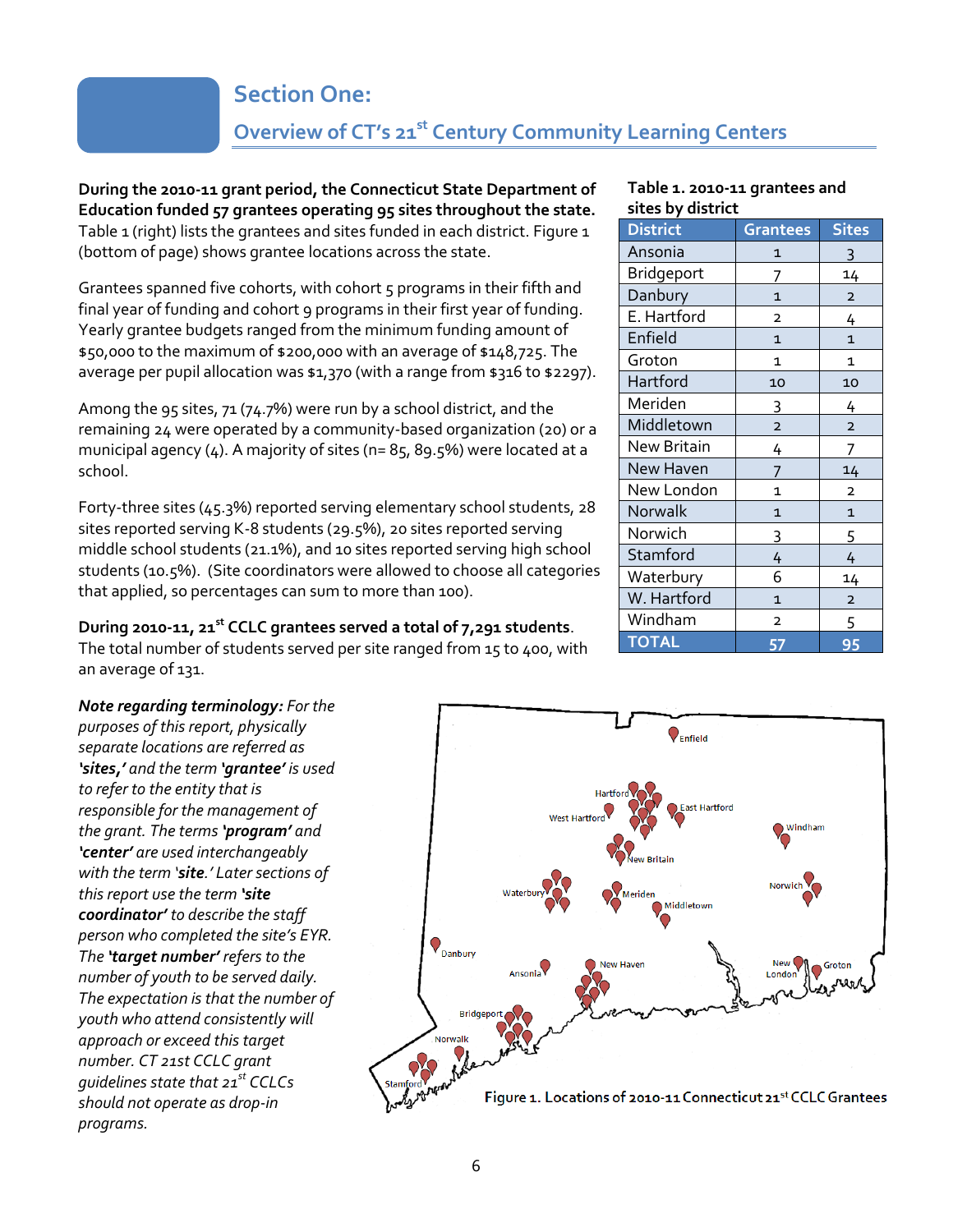# Section One:

## Overview of CT's 21st Century Community Learning Centers

**During the 2010-11 grant period, the Connecticut State Department of Education funded 57 grantees operating 95 sites throughout the state.** Table 1 (right) lists the grantees and sites funded in each district. Figure 1 (bottom of page) shows grantee locations across the state.

Grantees spanned five cohorts, with cohort 5 programs in their fifth and final year of funding and cohort 9 programs in their first year of funding. Yearly grantee budgets ranged from the minimum funding amount of $50,000 to the maximum of $200,000 with an average of $148,725. The average per pupil allocation was $1,370 (with a range from $316 to $2297).

Among the 95 sites, 71 (74.7%) were run by a school district, and the remaining 24 were operated by a community-based organization (20) or a municipal agency (4). A majority of sites (n= 85, 89.5%) were located at a school.

Forty-three sites (45.3%) reported serving elementary school students, 28 sites reported serving K-8 students (29.5%), 20 sites reported serving middle school students (21.1%), and 10 sites reported serving high school students (10.5%). (Site coordinators were allowed to choose all categories that applied, so percentages can sum to more than 100).

**During 2010-11, 21st CCLC grantees served a total of 7,291 students.** The total number of students served per site ranged from 15 to 400, with an average of 131.

**Table 1. 2010-11 grantees and sites by district**

| District | Grantees | Sites |
|---|---|---|
| Ansonia | 1 | 3 |
| Bridgeport | 7 | 14 |
| Danbury | 1 | 2 |
| E. Hartford | 2 | 4 |
| Enfield | 1 | 1 |
| Groton | 1 | 1 |
| Hartford | 10 | 10 |
| Meriden | 3 | 4 |
| Middletown | 2 | 2 |
| New Britain | 4 | 7 |
| New Haven | 7 | 14 |
| New London | 1 | 2 |
| Norwalk | 1 | 1 |
| Norwich | 3 | 5 |
| Stamford | 4 | 4 |
| Waterbury | 6 | 14 |
| W. Hartford | 1 | 2 |
| Windham | 2 | 5 |
| **TOTAL** | **57** | **95** |

***Note regarding terminology:*** *For the purposes of this report, physically separate locations are referred as **'sites,'** and the term **'grantee'** is used to refer to the entity that is responsible for the management of the grant. The terms **'program'** and **'center'** are used interchangeably with the term '**site**.' Later sections of this report use the term **'site coordinator'** to describe the staff person who completed the site's EYR. The **'target number'** refers to the number of youth to be served daily. The expectation is that the number of youth who attend consistently will approach or exceed this target number. CT 21st CCLC grant guidelines state that 21st CCLCs should not operate as drop-in programs.*

Figure 1. Locations of 2010-11 Connecticut 21st CCLC Grantees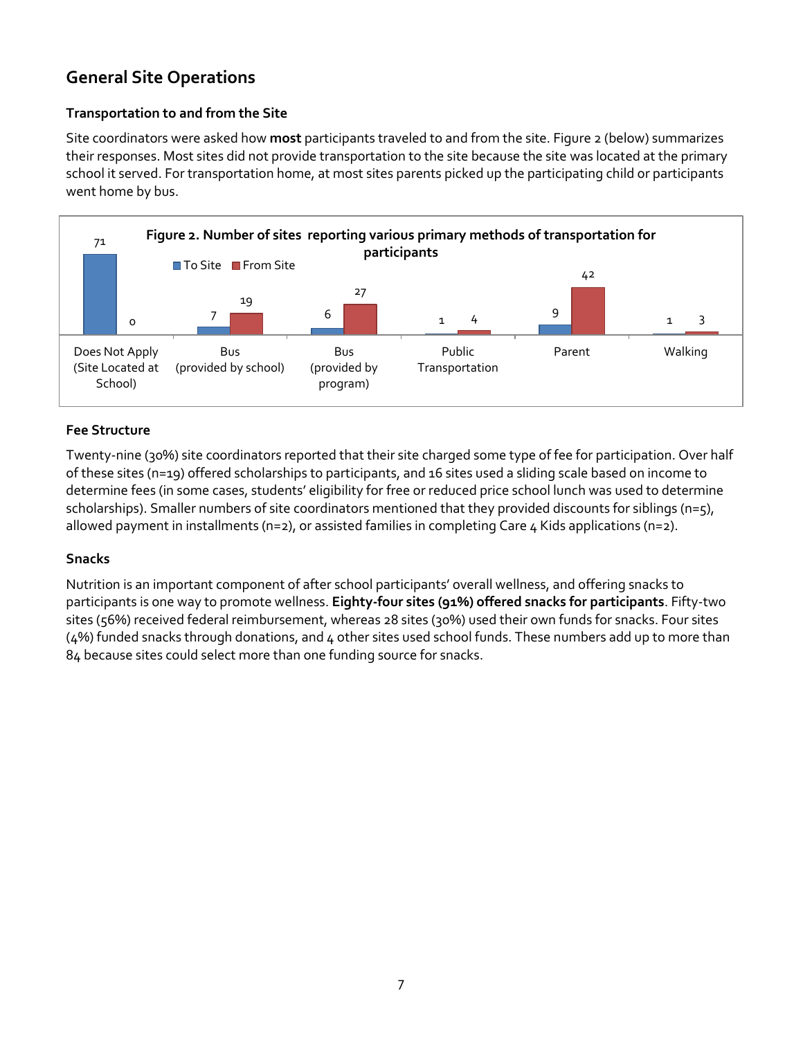## General Site Operations

### Transportation to and from the Site

Site coordinators were asked how **most** participants traveled to and from the site. Figure 2 (below) summarizes their responses. Most sites did not provide transportation to the site because the site was located at the primary school it served. For transportation home, at most sites parents picked up the participating child or participants went home by bus.

**Figure 2. Number of sites reporting various primary methods of transportation for participants**

| | To Site | From Site |
|---|---|---|
| Does Not Apply (Site Located at School) | 71 | 0 |
| Bus (provided by school) | 7 | 19 |
| Bus (provided by program) | 6 | 27 |
| Public Transportation | 1 | 4 |
| Parent | 9 | 42 |
| Walking | 1 | 3 |

### Fee Structure

Twenty-nine (30%) site coordinators reported that their site charged some type of fee for participation. Over half of these sites (n=19) offered scholarships to participants, and 16 sites used a sliding scale based on income to determine fees (in some cases, students' eligibility for free or reduced price school lunch was used to determine scholarships). Smaller numbers of site coordinators mentioned that they provided discounts for siblings (n=5), allowed payment in installments (n=2), or assisted families in completing Care 4 Kids applications (n=2).

### Snacks

Nutrition is an important component of after school participants' overall wellness, and offering snacks to participants is one way to promote wellness. **Eighty-four sites (91%) offered snacks for participants**. Fifty-two sites (56%) received federal reimbursement, whereas 28 sites (30%) used their own funds for snacks. Four sites (4%) funded snacks through donations, and 4 other sites used school funds. These numbers add up to more than 84 because sites could select more than one funding source for snacks.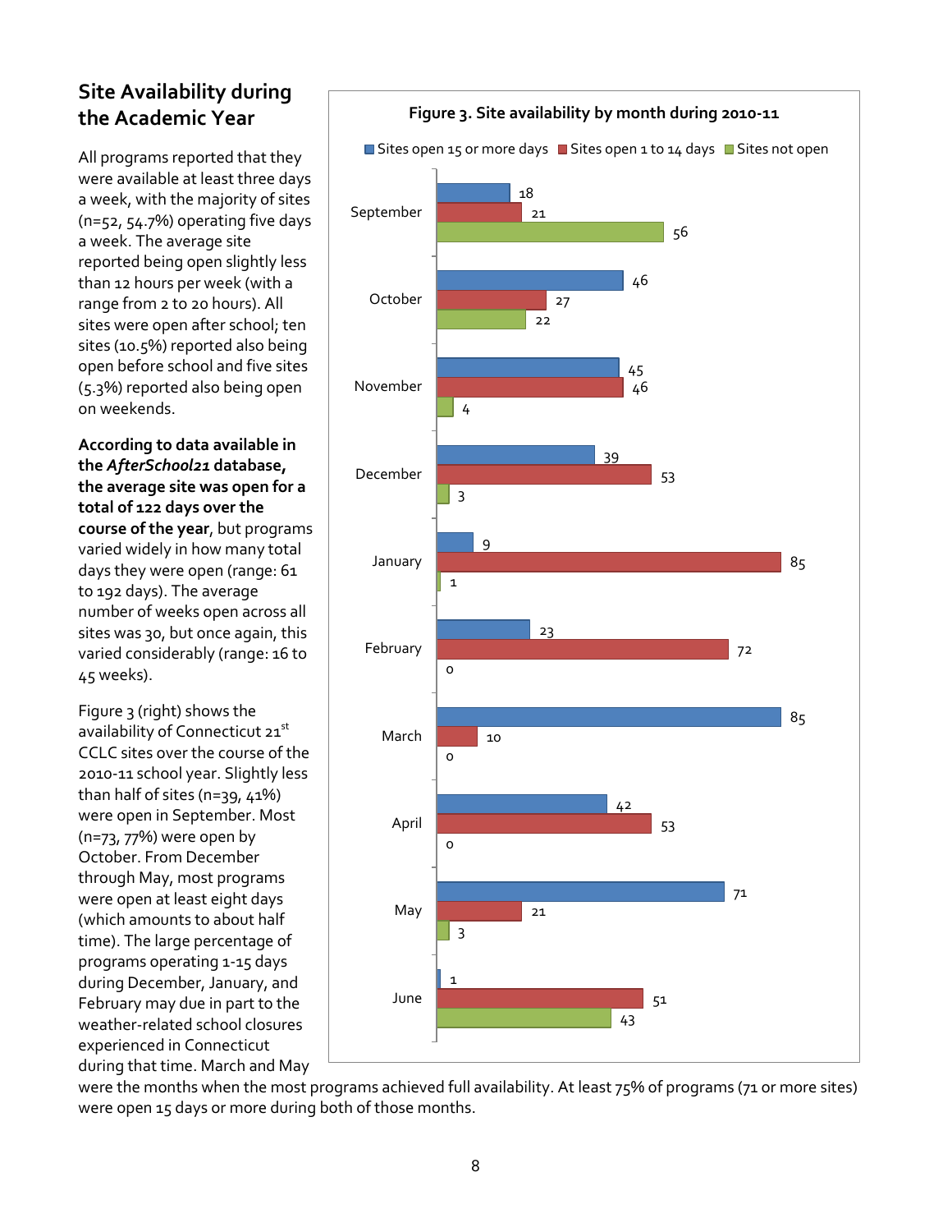## Site Availability during the Academic Year

All programs reported that they were available at least three days a week, with the majority of sites (n=52, 54.7%) operating five days a week. The average site reported being open slightly less than 12 hours per week (with a range from 2 to 20 hours). All sites were open after school; ten sites (10.5%) reported also being open before school and five sites (5.3%) reported also being open on weekends.

**According to data available in the *AfterSchool21* database, the average site was open for a total of 122 days over the course of the year**, but programs varied widely in how many total days they were open (range: 61 to 192 days). The average number of weeks open across all sites was 30, but once again, this varied considerably (range: 16 to 45 weeks).

Figure 3 (right) shows the availability of Connecticut 21st CCLC sites over the course of the 2010-11 school year. Slightly less than half of sites (n=39, 41%) were open in September. Most (n=73, 77%) were open by October. From December through May, most programs were open at least eight days (which amounts to about half time). The large percentage of programs operating 1-15 days during December, January, and February may due in part to the weather-related school closures experienced in Connecticut during that time. March and May were the months when the most programs achieved full availability. At least 75% of programs (71 or more sites) were open 15 days or more during both of those months.

**Figure 3. Site availability by month during 2010-11**

| Month | Sites open 15 or more days | Sites open 1 to 14 days | Sites not open |
|---|---|---|---|
| September | 18 | 21 | 56 |
| October | 46 | 27 | 22 |
| November | 45 | 46 | 4 |
| December | 39 | 53 | 3 |
| January | 9 | 85 | 1 |
| February | 23 | 72 | 0 |
| March | 85 | 10 | 0 |
| April | 42 | 53 | 0 |
| May | 71 | 21 | 3 |
| June | 1 | 51 | 43 |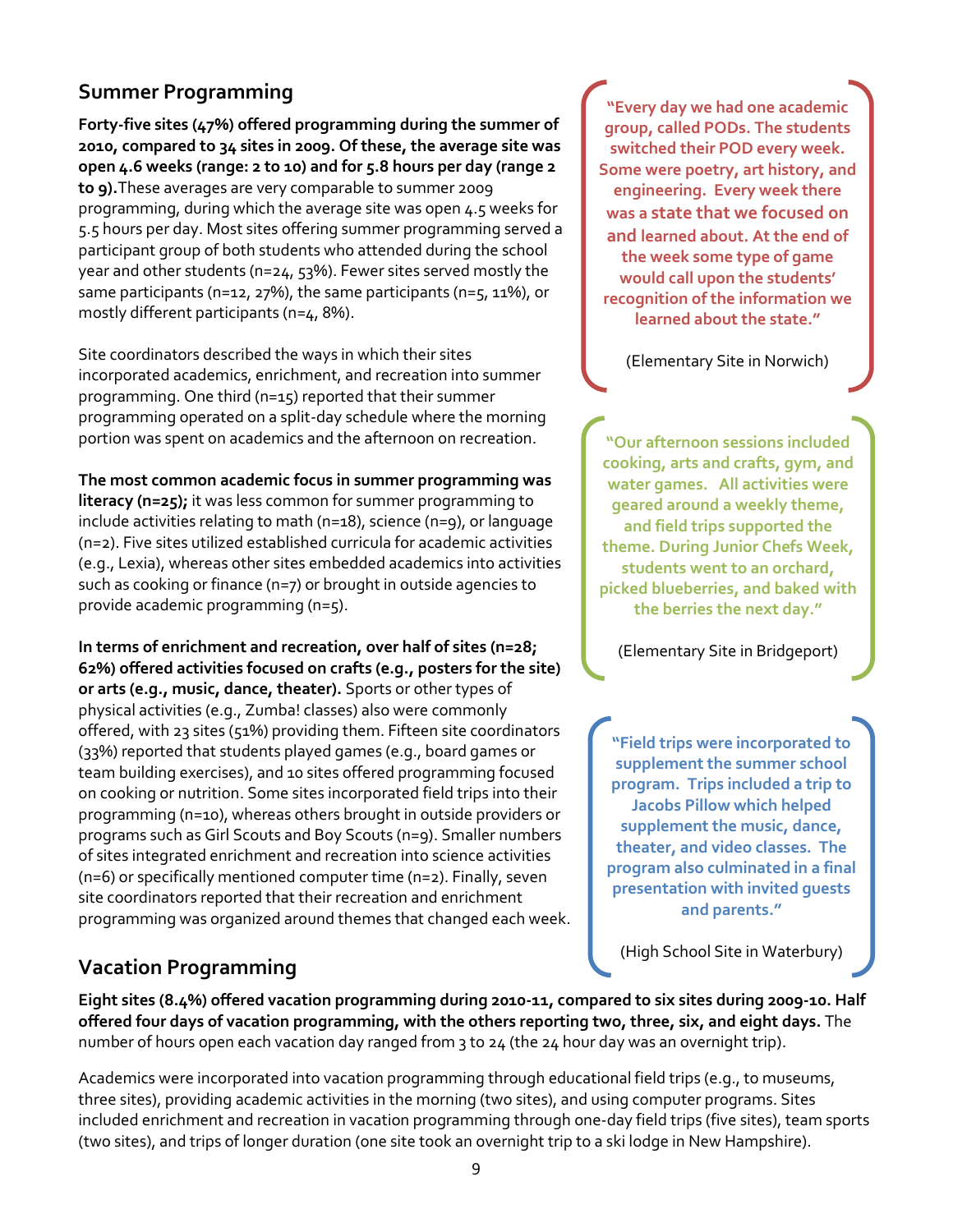## Summer Programming

**Forty-five sites (47%) offered programming during the summer of 2010, compared to 34 sites in 2009. Of these, the average site was open 4.6 weeks (range: 2 to 10) and for 5.8 hours per day (range 2 to 9).** These averages are very comparable to summer 2009 programming, during which the average site was open 4.5 weeks for 5.5 hours per day. Most sites offering summer programming served a participant group of both students who attended during the school year and other students (n=24, 53%). Fewer sites served mostly the same participants (n=12, 27%), the same participants (n=5, 11%), or mostly different participants (n=4, 8%).

Site coordinators described the ways in which their sites incorporated academics, enrichment, and recreation into summer programming. One third (n=15) reported that their summer programming operated on a split-day schedule where the morning portion was spent on academics and the afternoon on recreation.

**The most common academic focus in summer programming was literacy (n=25);** it was less common for summer programming to include activities relating to math (n=18), science (n=9), or language (n=2). Five sites utilized established curricula for academic activities (e.g., Lexia), whereas other sites embedded academics into activities such as cooking or finance (n=7) or brought in outside agencies to provide academic programming (n=5).

**In terms of enrichment and recreation, over half of sites (n=28; 62%) offered activities focused on crafts (e.g., posters for the site) or arts (e.g., music, dance, theater).** Sports or other types of physical activities (e.g., Zumba! classes) also were commonly offered, with 23 sites (51%) providing them. Fifteen site coordinators (33%) reported that students played games (e.g., board games or team building exercises), and 10 sites offered programming focused on cooking or nutrition. Some sites incorporated field trips into their programming (n=10), whereas others brought in outside providers or programs such as Girl Scouts and Boy Scouts (n=9). Smaller numbers of sites integrated enrichment and recreation into science activities (n=6) or specifically mentioned computer time (n=2). Finally, seven site coordinators reported that their recreation and enrichment programming was organized around themes that changed each week.

> **"Every day we had one academic group, called PODs. The students switched their POD every week. Some were poetry, art history, and engineering. Every week there was a state that we focused on and learned about. At the end of the week some type of game would call upon the students' recognition of the information we learned about the state."**
>
> (Elementary Site in Norwich)

> **"Our afternoon sessions included cooking, arts and crafts, gym, and water games. All activities were geared around a weekly theme, and field trips supported the theme. During Junior Chefs Week, students went to an orchard, picked blueberries, and baked with the berries the next day."**
>
> (Elementary Site in Bridgeport)

> **"Field trips were incorporated to supplement the summer school program. Trips included a trip to Jacobs Pillow which helped supplement the music, dance, theater, and video classes. The program also culminated in a final presentation with invited guests and parents."**
>
> (High School Site in Waterbury)

## Vacation Programming

**Eight sites (8.4%) offered vacation programming during 2010-11, compared to six sites during 2009-10. Half offered four days of vacation programming, with the others reporting two, three, six, and eight days.** The number of hours open each vacation day ranged from 3 to 24 (the 24 hour day was an overnight trip).

Academics were incorporated into vacation programming through educational field trips (e.g., to museums, three sites), providing academic activities in the morning (two sites), and using computer programs. Sites included enrichment and recreation in vacation programming through one-day field trips (five sites), team sports (two sites), and trips of longer duration (one site took an overnight trip to a ski lodge in New Hampshire).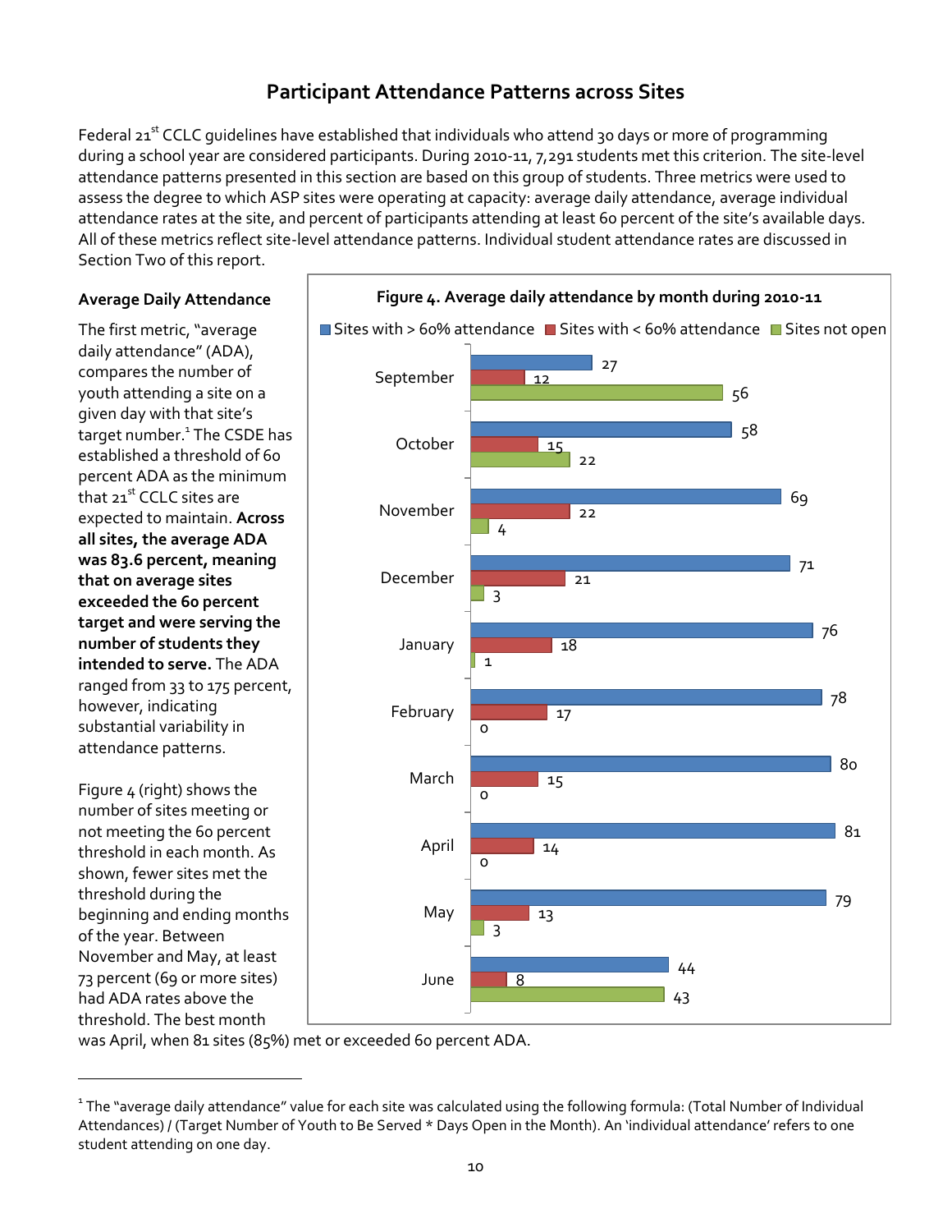## Participant Attendance Patterns across Sites

Federal 21st CCLC guidelines have established that individuals who attend 30 days or more of programming during a school year are considered participants. During 2010-11, 7,291 students met this criterion. The site-level attendance patterns presented in this section are based on this group of students. Three metrics were used to assess the degree to which ASP sites were operating at capacity: average daily attendance, average individual attendance rates at the site, and percent of participants attending at least 60 percent of the site's available days. All of these metrics reflect site-level attendance patterns. Individual student attendance rates are discussed in Section Two of this report.

### Average Daily Attendance

The first metric, "average daily attendance" (ADA), compares the number of youth attending a site on a given day with that site's target number.[1] The CSDE has established a threshold of 60 percent ADA as the minimum that 21st CCLC sites are expected to maintain. **Across all sites, the average ADA was 83.6 percent, meaning that on average sites exceeded the 60 percent target and were serving the number of students they intended to serve.** The ADA ranged from 33 to 175 percent, however, indicating substantial variability in attendance patterns.

Figure 4 (right) shows the number of sites meeting or not meeting the 60 percent threshold in each month. As shown, fewer sites met the threshold during the beginning and ending months of the year. Between November and May, at least 73 percent (69 or more sites) had ADA rates above the threshold. The best month was April, when 81 sites (85%) met or exceeded 60 percent ADA.

**Figure 4. Average daily attendance by month during 2010-11**

| Month | Sites with > 60% attendance | Sites with < 60% attendance | Sites not open |
|---|---|---|---|
| September | 27 | 12 | 56 |
| October | 58 | 15 | 22 |
| November | 69 | 22 | 4 |
| December | 71 | 21 | 3 |
| January | 76 | 18 | 1 |
| February | 78 | 17 | 0 |
| March | 80 | 15 | 0 |
| April | 81 | 14 | 0 |
| May | 79 | 13 | 3 |
| June | 44 | 8 | 43 |

---

[1] The "average daily attendance" value for each site was calculated using the following formula: (Total Number of Individual Attendances) / (Target Number of Youth to Be Served * Days Open in the Month). An 'individual attendance' refers to one student attending on one day.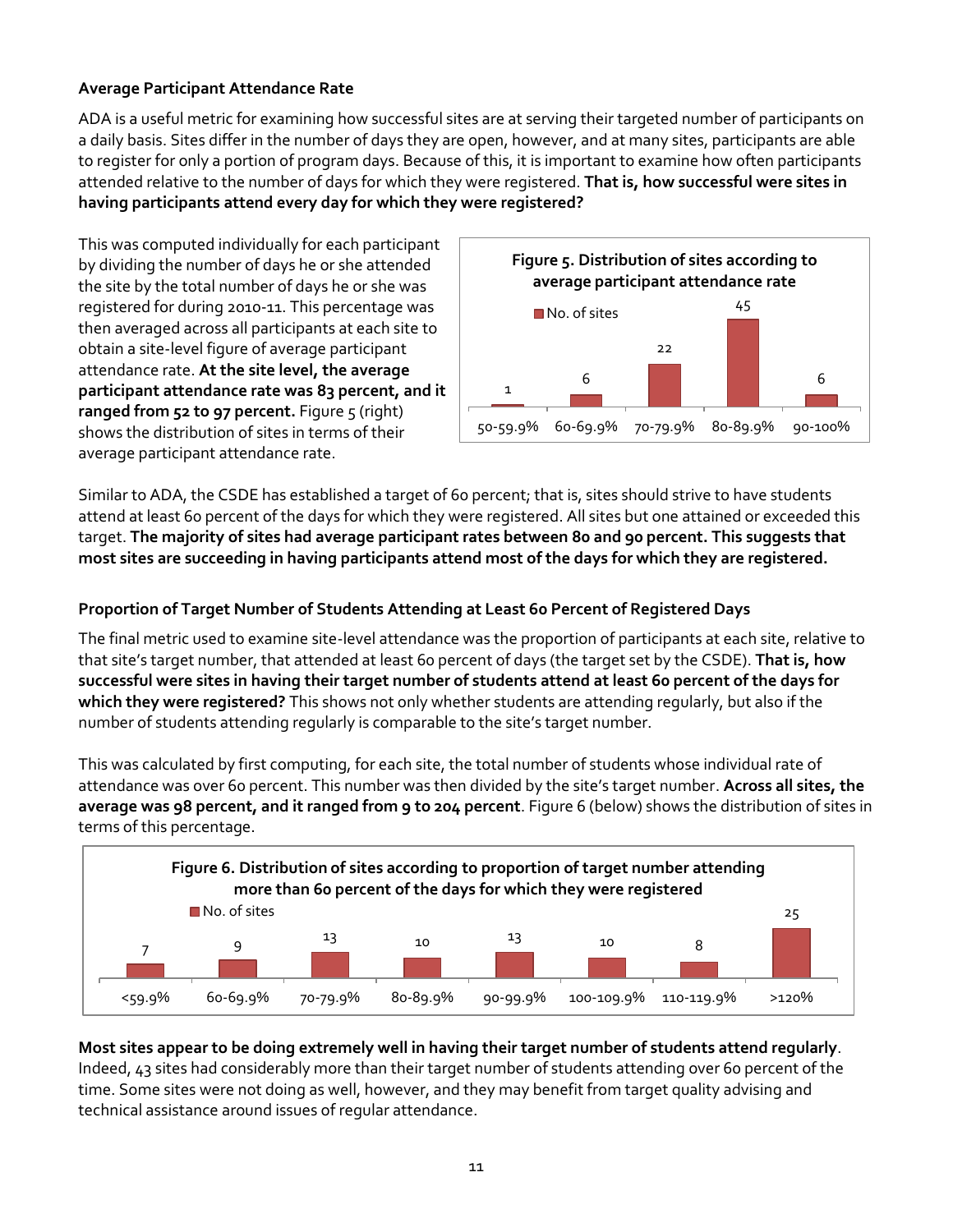### Average Participant Attendance Rate

ADA is a useful metric for examining how successful sites are at serving their targeted number of participants on a daily basis. Sites differ in the number of days they are open, however, and at many sites, participants are able to register for only a portion of program days. Because of this, it is important to examine how often participants attended relative to the number of days for which they were registered. **That is, how successful were sites in having participants attend every day for which they were registered?**

This was computed individually for each participant by dividing the number of days he or she attended the site by the total number of days he or she was registered for during 2010-11. This percentage was then averaged across all participants at each site to obtain a site-level figure of average participant attendance rate. **At the site level, the average participant attendance rate was 83 percent, and it ranged from 52 to 97 percent.** Figure 5 (right) shows the distribution of sites in terms of their average participant attendance rate.

**Figure 5. Distribution of sites according to average participant attendance rate**

| | 50-59.9% | 60-69.9% | 70-79.9% | 80-89.9% | 90-100% |
|---|---|---|---|---|---|
| No. of sites | 1 | 6 | 22 | 45 | 6 |

Similar to ADA, the CSDE has established a target of 60 percent; that is, sites should strive to have students attend at least 60 percent of the days for which they were registered. All sites but one attained or exceeded this target. **The majority of sites had average participant rates between 80 and 90 percent. This suggests that most sites are succeeding in having participants attend most of the days for which they are registered.**

### Proportion of Target Number of Students Attending at Least 60 Percent of Registered Days

The final metric used to examine site-level attendance was the proportion of participants at each site, relative to that site's target number, that attended at least 60 percent of days (the target set by the CSDE). **That is, how successful were sites in having their target number of students attend at least 60 percent of the days for which they were registered?** This shows not only whether students are attending regularly, but also if the number of students attending regularly is comparable to the site's target number.

This was calculated by first computing, for each site, the total number of students whose individual rate of attendance was over 60 percent. This number was then divided by the site's target number. **Across all sites, the average was 98 percent, and it ranged from 9 to 204 percent**. Figure 6 (below) shows the distribution of sites in terms of this percentage.

**Figure 6. Distribution of sites according to proportion of target number attending more than 60 percent of the days for which they were registered**

| | <59.9% | 60-69.9% | 70-79.9% | 80-89.9% | 90-99.9% | 100-109.9% | 110-119.9% | >120% |
|---|---|---|---|---|---|---|---|---|
| No. of sites | 7 | 9 | 13 | 10 | 13 | 10 | 8 | 25 |

**Most sites appear to be doing extremely well in having their target number of students attend regularly**. Indeed, 43 sites had considerably more than their target number of students attending over 60 percent of the time. Some sites were not doing as well, however, and they may benefit from target quality advising and technical assistance around issues of regular attendance.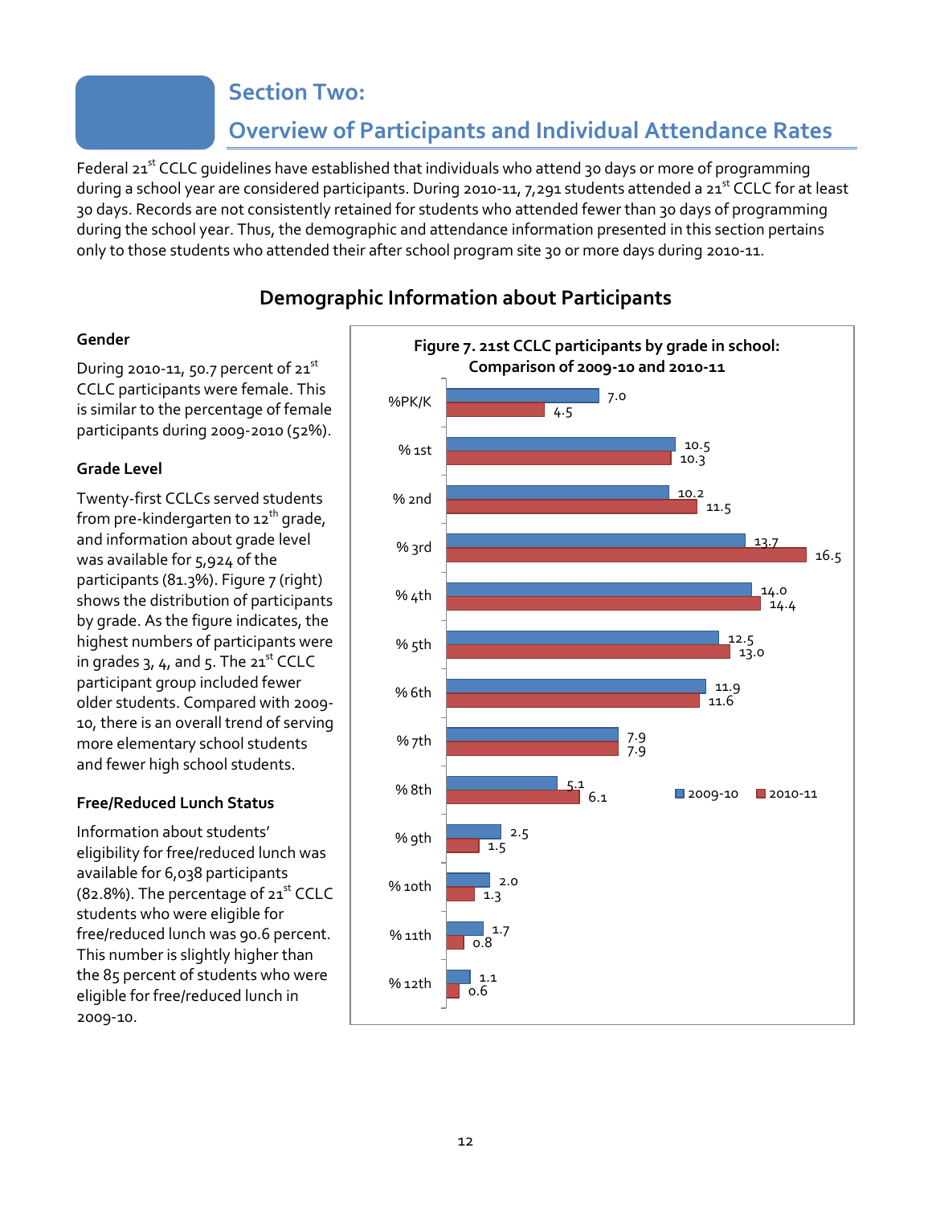# Section Two:

## Overview of Participants and Individual Attendance Rates

Federal 21st CCLC guidelines have established that individuals who attend 30 days or more of programming during a school year are considered participants. During 2010-11, 7,291 students attended a 21st CCLC for at least 30 days. Records are not consistently retained for students who attended fewer than 30 days of programming during the school year. Thus, the demographic and attendance information presented in this section pertains only to those students who attended their after school program site 30 or more days during 2010-11.

## Demographic Information about Participants

### Gender

During 2010-11, 50.7 percent of 21st CCLC participants were female. This is similar to the percentage of female participants during 2009-2010 (52%).

### Grade Level

Twenty-first CCLCs served students from pre-kindergarten to 12th grade, and information about grade level was available for 5,924 of the participants (81.3%). Figure 7 (right) shows the distribution of participants by grade. As the figure indicates, the highest numbers of participants were in grades 3, 4, and 5. The 21st CCLC participant group included fewer older students. Compared with 2009-10, there is an overall trend of serving more elementary school students and fewer high school students.

### Free/Reduced Lunch Status

Information about students' eligibility for free/reduced lunch was available for 6,038 participants (82.8%). The percentage of 21st CCLC students who were eligible for free/reduced lunch was 90.6 percent. This number is slightly higher than the 85 percent of students who were eligible for free/reduced lunch in 2009-10.

**Figure 7. 21st CCLC participants by grade in school: Comparison of 2009-10 and 2010-11**

| Grade | 2009-10 | 2010-11 |
|---|---|---|
| %PK/K | 7.0 | 4.5 |
| % 1st | 10.5 | 10.3 |
| % 2nd | 10.2 | 11.5 |
| % 3rd | 13.7 | 16.5 |
| % 4th | 14.0 | 14.4 |
| % 5th | 12.5 | 13.0 |
| % 6th | 11.9 | 11.6 |
| % 7th | 7.9 | 7.9 |
| % 8th | 5.1 | 6.1 |
| % 9th | 2.5 | 1.5 |
| % 10th | 2.0 | 1.3 |
| % 11th | 1.7 | 0.8 |
| % 12th | 1.1 | 0.6 |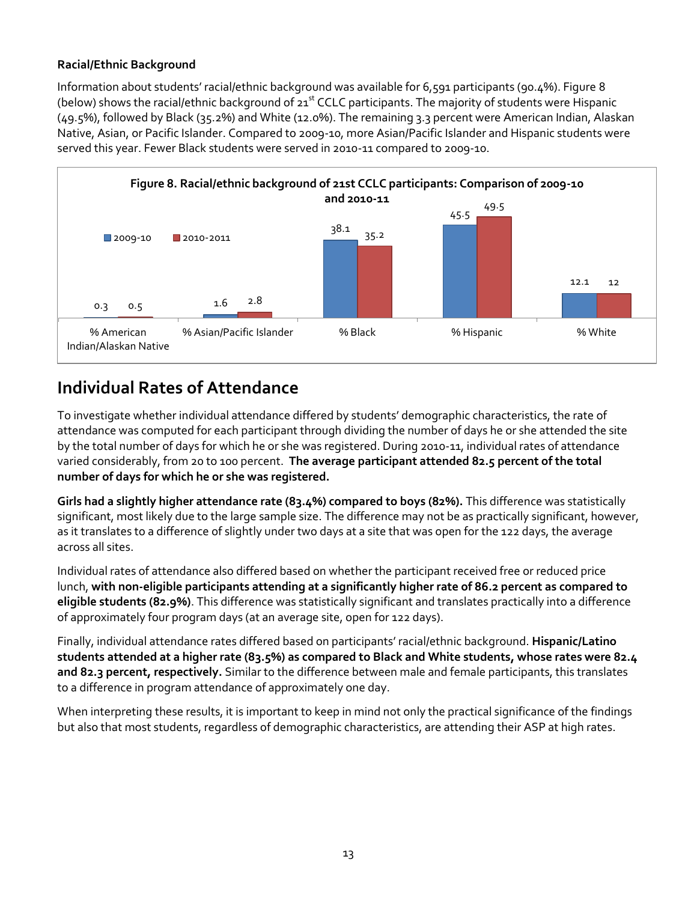### Racial/Ethnic Background

Information about students' racial/ethnic background was available for 6,591 participants (90.4%). Figure 8 (below) shows the racial/ethnic background of 21st CCLC participants. The majority of students were Hispanic (49.5%), followed by Black (35.2%) and White (12.0%). The remaining 3.3 percent were American Indian, Alaskan Native, Asian, or Pacific Islander. Compared to 2009-10, more Asian/Pacific Islander and Hispanic students were served this year. Fewer Black students were served in 2010-11 compared to 2009-10.

**Figure 8. Racial/ethnic background of 21st CCLC participants: Comparison of 2009-10 and 2010-11**

| | 2009-10 | 2010-2011 |
|---|---|---|
| % American Indian/Alaskan Native | 0.3 | 0.5 |
| % Asian/Pacific Islander | 1.6 | 2.8 |
| % Black | 38.1 | 35.2 |
| % Hispanic | 45.5 | 49.5 |
| % White | 12.1 | 12 |

## Individual Rates of Attendance

To investigate whether individual attendance differed by students' demographic characteristics, the rate of attendance was computed for each participant through dividing the number of days he or she attended the site by the total number of days for which he or she was registered. During 2010-11, individual rates of attendance varied considerably, from 20 to 100 percent. **The average participant attended 82.5 percent of the total number of days for which he or she was registered.**

**Girls had a slightly higher attendance rate (83.4%) compared to boys (82%).** This difference was statistically significant, most likely due to the large sample size. The difference may not be as practically significant, however, as it translates to a difference of slightly under two days at a site that was open for the 122 days, the average across all sites.

Individual rates of attendance also differed based on whether the participant received free or reduced price lunch, **with non-eligible participants attending at a significantly higher rate of 86.2 percent as compared to eligible students (82.9%)**. This difference was statistically significant and translates practically into a difference of approximately four program days (at an average site, open for 122 days).

Finally, individual attendance rates differed based on participants' racial/ethnic background. **Hispanic/Latino students attended at a higher rate (83.5%) as compared to Black and White students, whose rates were 82.4 and 82.3 percent, respectively.** Similar to the difference between male and female participants, this translates to a difference in program attendance of approximately one day.

When interpreting these results, it is important to keep in mind not only the practical significance of the findings but also that most students, regardless of demographic characteristics, are attending their ASP at high rates.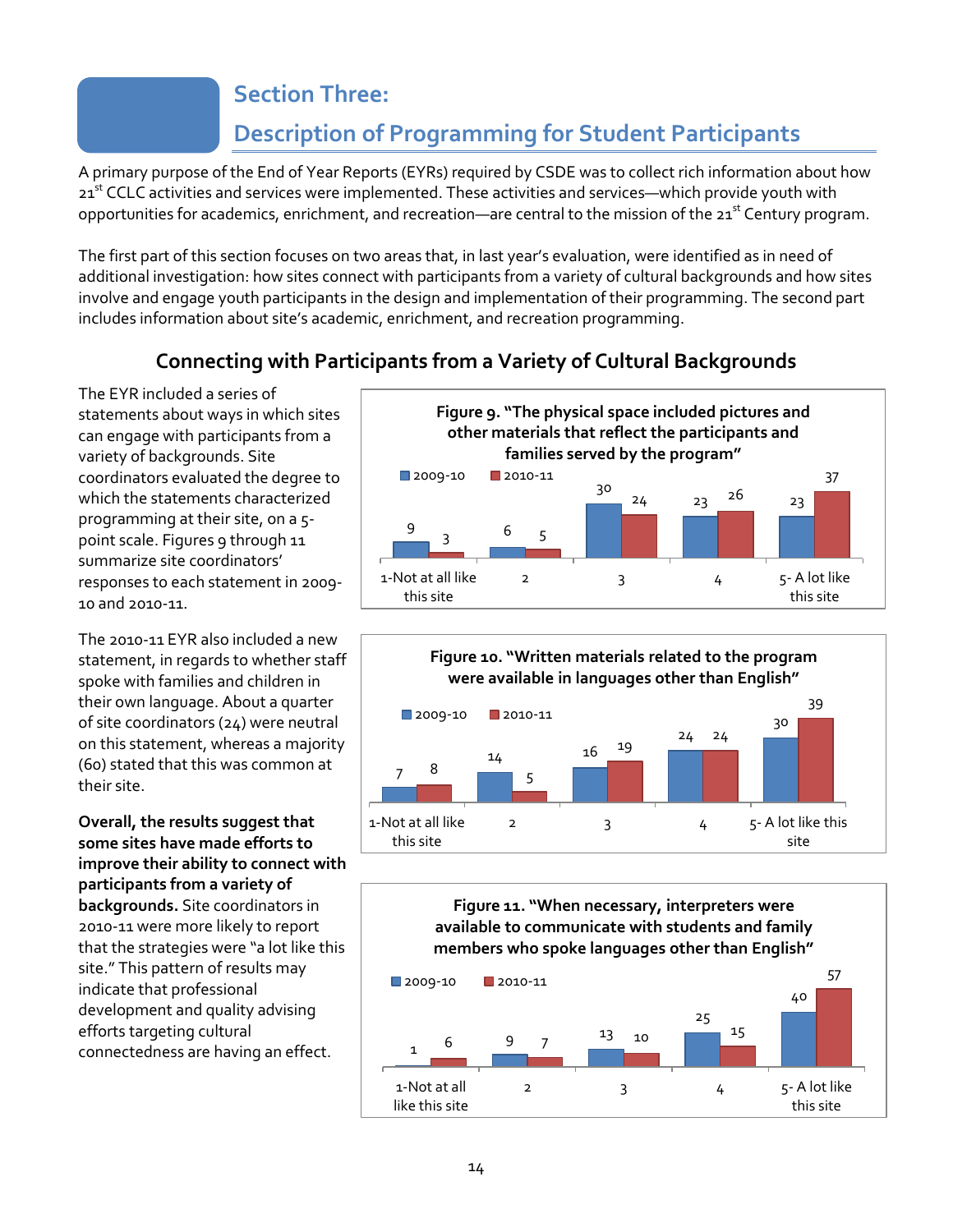# Section Three:

## Description of Programming for Student Participants

A primary purpose of the End of Year Reports (EYRs) required by CSDE was to collect rich information about how 21st CCLC activities and services were implemented. These activities and services—which provide youth with opportunities for academics, enrichment, and recreation—are central to the mission of the 21st Century program.

The first part of this section focuses on two areas that, in last year's evaluation, were identified as in need of additional investigation: how sites connect with participants from a variety of cultural backgrounds and how sites involve and engage youth participants in the design and implementation of their programming. The second part includes information about site's academic, enrichment, and recreation programming.

### Connecting with Participants from a Variety of Cultural Backgrounds

The EYR included a series of statements about ways in which sites can engage with participants from a variety of backgrounds. Site coordinators evaluated the degree to which the statements characterized programming at their site, on a 5-point scale. Figures 9 through 11 summarize site coordinators' responses to each statement in 2009-10 and 2010-11.

The 2010-11 EYR also included a new statement, in regards to whether staff spoke with families and children in their own language. About a quarter of site coordinators (24) were neutral on this statement, whereas a majority (60) stated that this was common at their site.

**Overall, the results suggest that some sites have made efforts to improve their ability to connect with participants from a variety of backgrounds.** Site coordinators in 2010-11 were more likely to report that the strategies were "a lot like this site." This pattern of results may indicate that professional development and quality advising efforts targeting cultural connectedness are having an effect.

**Figure 9. "The physical space included pictures and other materials that reflect the participants and families served by the program"**

| | 1-Not at all like this site | 2 | 3 | 4 | 5- A lot like this site |
|---|---|---|---|---|---|
| 2009-10 | 9 | 6 | 30 | 23 | 23 |
| 2010-11 | 3 | 5 | 24 | 26 | 37 |

**Figure 10. "Written materials related to the program were available in languages other than English"**

| | 1-Not at all like this site | 2 | 3 | 4 | 5- A lot like this site |
|---|---|---|---|---|---|
| 2009-10 | 7 | 14 | 16 | 24 | 30 |
| 2010-11 | 8 | 5 | 19 | 24 | 39 |

**Figure 11. "When necessary, interpreters were available to communicate with students and family members who spoke languages other than English"**

| | 1-Not at all like this site | 2 | 3 | 4 | 5- A lot like this site |
|---|---|---|---|---|---|
| 2009-10 | 1 | 9 | 13 | 25 | 40 |
| 2010-11 | 6 | 7 | 10 | 15 | 57 |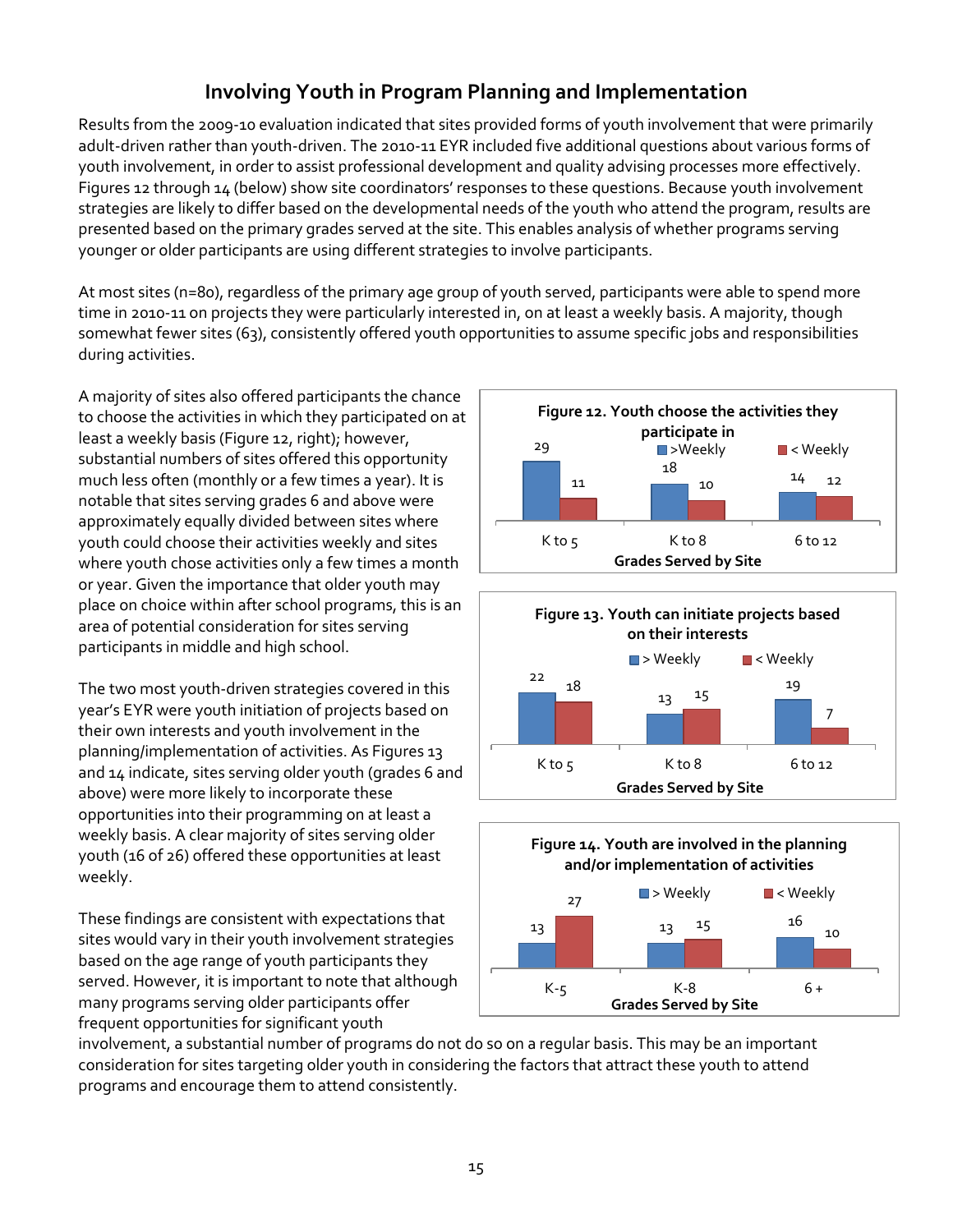## Involving Youth in Program Planning and Implementation

Results from the 2009-10 evaluation indicated that sites provided forms of youth involvement that were primarily adult-driven rather than youth-driven. The 2010-11 EYR included five additional questions about various forms of youth involvement, in order to assist professional development and quality advising processes more effectively. Figures 12 through 14 (below) show site coordinators' responses to these questions. Because youth involvement strategies are likely to differ based on the developmental needs of the youth who attend the program, results are presented based on the primary grades served at the site. This enables analysis of whether programs serving younger or older participants are using different strategies to involve participants.

At most sites (n=80), regardless of the primary age group of youth served, participants were able to spend more time in 2010-11 on projects they were particularly interested in, on at least a weekly basis. A majority, though somewhat fewer sites (63), consistently offered youth opportunities to assume specific jobs and responsibilities during activities.

A majority of sites also offered participants the chance to choose the activities in which they participated on at least a weekly basis (Figure 12, right); however, substantial numbers of sites offered this opportunity much less often (monthly or a few times a year). It is notable that sites serving grades 6 and above were approximately equally divided between sites where youth could choose their activities weekly and sites where youth chose activities only a few times a month or year. Given the importance that older youth may place on choice within after school programs, this is an area of potential consideration for sites serving participants in middle and high school.

**Figure 12. Youth choose the activities they participate in**

| Grades Served by Site | >Weekly | < Weekly |
|---|---|---|
| K to 5 | 29 | 11 |
| K to 8 | 18 | 10 |
| 6 to 12 | 14 | 12 |

The two most youth-driven strategies covered in this year's EYR were youth initiation of projects based on their own interests and youth involvement in the planning/implementation of activities. As Figures 13 and 14 indicate, sites serving older youth (grades 6 and above) were more likely to incorporate these opportunities into their programming on at least a weekly basis. A clear majority of sites serving older youth (16 of 26) offered these opportunities at least weekly.

**Figure 13. Youth can initiate projects based on their interests**

| Grades Served by Site | > Weekly | < Weekly |
|---|---|---|
| K to 5 | 22 | 18 |
| K to 8 | 13 | 15 |
| 6 to 12 | 19 | 7 |

**Figure 14. Youth are involved in the planning and/or implementation of activities**

| Grades Served by Site | > Weekly | < Weekly |
|---|---|---|
| K-5 | 13 | 27 |
| K-8 | 13 | 15 |
| 6 + | 16 | 10 |

These findings are consistent with expectations that sites would vary in their youth involvement strategies based on the age range of youth participants they served. However, it is important to note that although many programs serving older participants offer frequent opportunities for significant youth involvement, a substantial number of programs do not do so on a regular basis. This may be an important consideration for sites targeting older youth in considering the factors that attract these youth to attend programs and encourage them to attend consistently.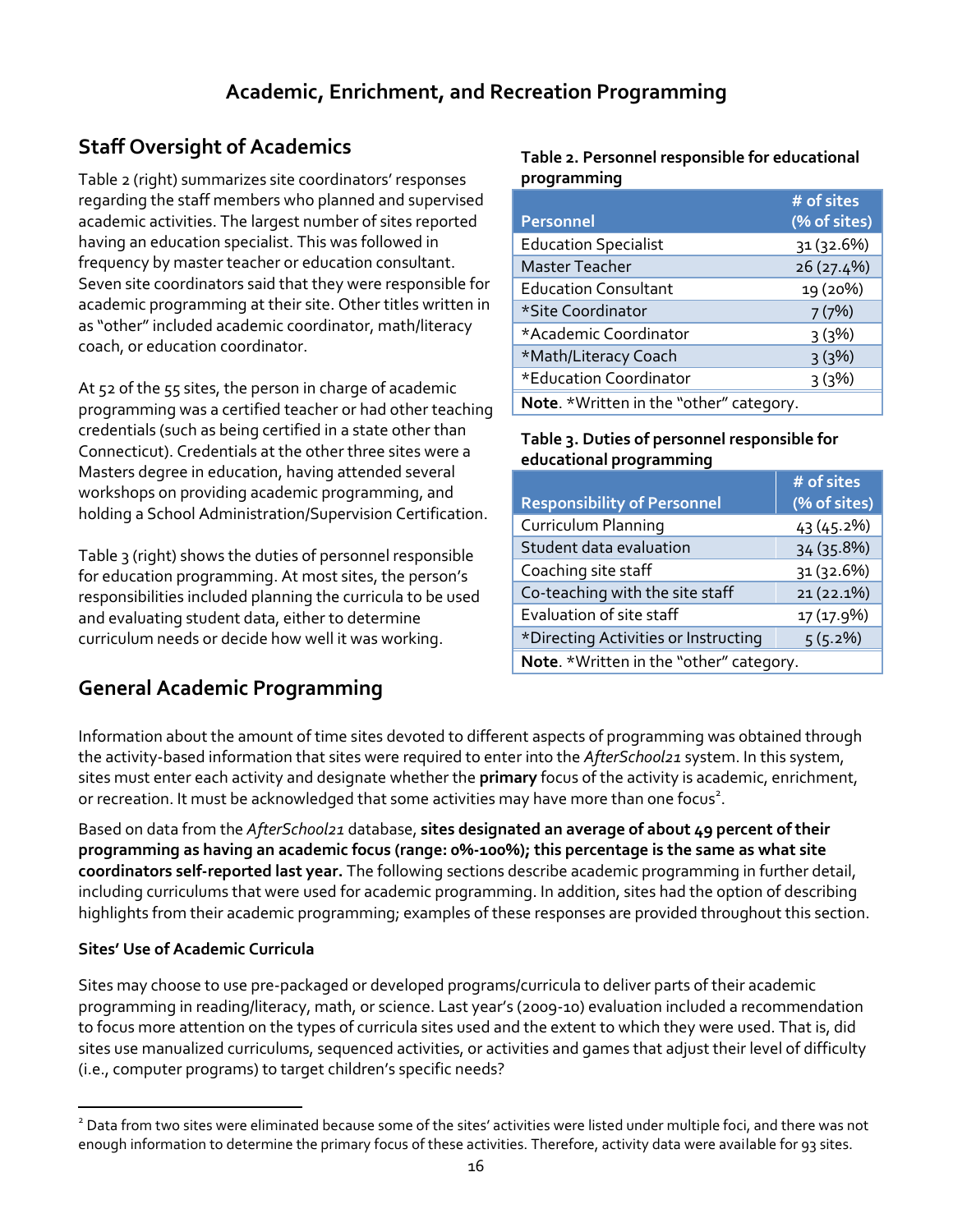# Academic, Enrichment, and Recreation Programming

## Staff Oversight of Academics

Table 2 (right) summarizes site coordinators' responses regarding the staff members who planned and supervised academic activities. The largest number of sites reported having an education specialist. This was followed in frequency by master teacher or education consultant. Seven site coordinators said that they were responsible for academic programming at their site. Other titles written in as "other" included academic coordinator, math/literacy coach, or education coordinator.

At 52 of the 55 sites, the person in charge of academic programming was a certified teacher or had other teaching credentials (such as being certified in a state other than Connecticut). Credentials at the other three sites were a Masters degree in education, having attended several workshops on providing academic programming, and holding a School Administration/Supervision Certification.

Table 3 (right) shows the duties of personnel responsible for education programming. At most sites, the person's responsibilities included planning the curricula to be used and evaluating student data, either to determine curriculum needs or decide how well it was working.

**Table 2. Personnel responsible for educational programming**

| Personnel | # of sites (% of sites) |
|---|---|
| Education Specialist | 31 (32.6%) |
| Master Teacher | 26 (27.4%) |
| Education Consultant | 19 (20%) |
| *Site Coordinator | 7 (7%) |
| *Academic Coordinator | 3 (3%) |
| *Math/Literacy Coach | 3 (3%) |
| *Education Coordinator | 3 (3%) |

**Note**. *Written in the "other" category.

**Table 3. Duties of personnel responsible for educational programming**

| Responsibility of Personnel | # of sites (% of sites) |
|---|---|
| Curriculum Planning | 43 (45.2%) |
| Student data evaluation | 34 (35.8%) |
| Coaching site staff | 31 (32.6%) |
| Co-teaching with the site staff | 21 (22.1%) |
| Evaluation of site staff | 17 (17.9%) |
| *Directing Activities or Instructing | 5 (5.2%) |

**Note**. *Written in the "other" category.

## General Academic Programming

Information about the amount of time sites devoted to different aspects of programming was obtained through the activity-based information that sites were required to enter into the *AfterSchool21* system. In this system, sites must enter each activity and designate whether the **primary** focus of the activity is academic, enrichment, or recreation. It must be acknowledged that some activities may have more than one focus[2].

Based on data from the *AfterSchool21* database, **sites designated an average of about 49 percent of their programming as having an academic focus (range: 0%-100%); this percentage is the same as what site coordinators self-reported last year.** The following sections describe academic programming in further detail, including curriculums that were used for academic programming. In addition, sites had the option of describing highlights from their academic programming; examples of these responses are provided throughout this section.

### Sites' Use of Academic Curricula

Sites may choose to use pre-packaged or developed programs/curricula to deliver parts of their academic programming in reading/literacy, math, or science. Last year's (2009-10) evaluation included a recommendation to focus more attention on the types of curricula sites used and the extent to which they were used. That is, did sites use manualized curriculums, sequenced activities, or activities and games that adjust their level of difficulty (i.e., computer programs) to target children's specific needs?

[2] Data from two sites were eliminated because some of the sites' activities were listed under multiple foci, and there was not enough information to determine the primary focus of these activities. Therefore, activity data were available for 93 sites.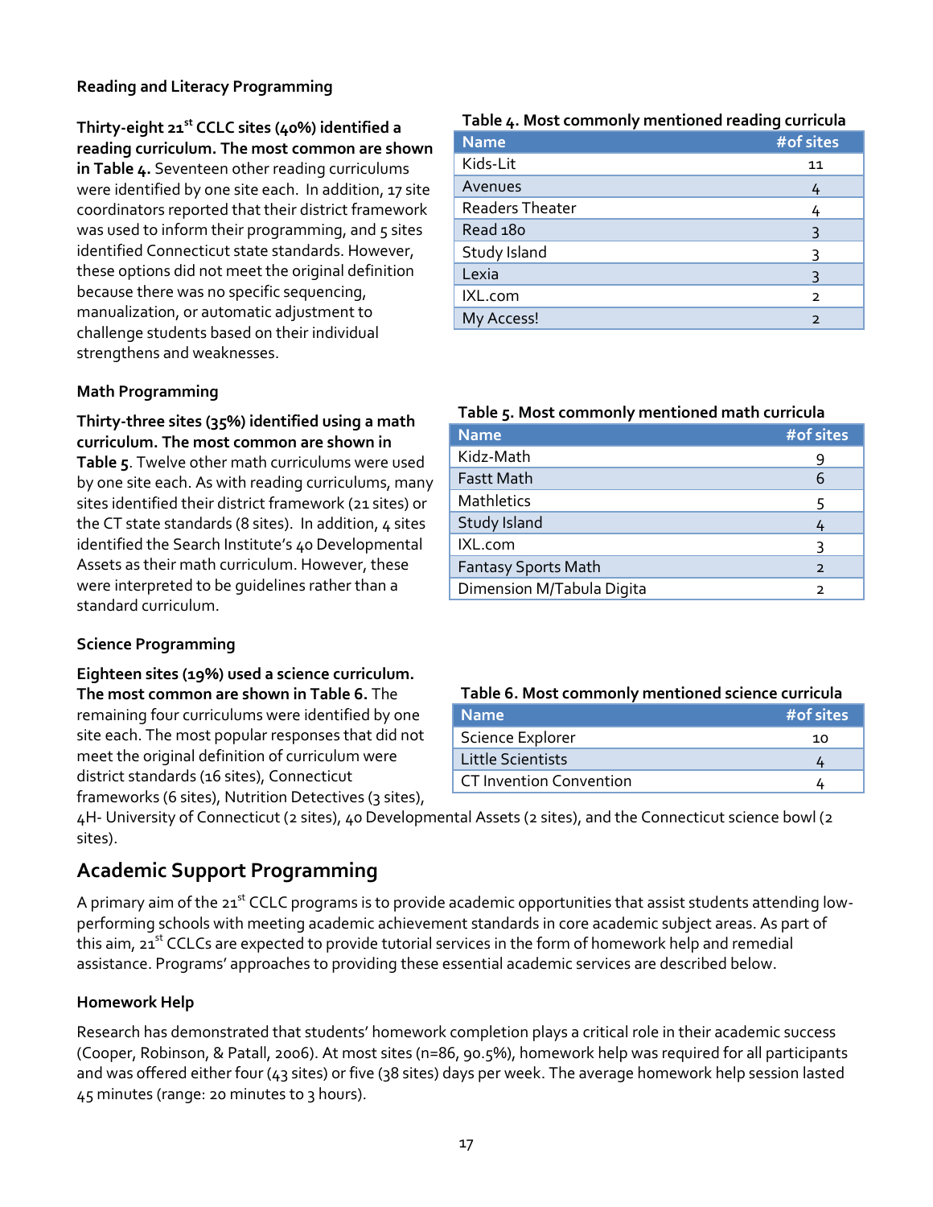### Reading and Literacy Programming

**Thirty-eight 21st CCLC sites (40%) identified a reading curriculum. The most common are shown in Table 4.** Seventeen other reading curriculums were identified by one site each. In addition, 17 site coordinators reported that their district framework was used to inform their programming, and 5 sites identified Connecticut state standards. However, these options did not meet the original definition because there was no specific sequencing, manualization, or automatic adjustment to challenge students based on their individual strengthens and weaknesses.

**Table 4. Most commonly mentioned reading curricula**

| Name | #of sites |
|---|---|
| Kids-Lit | 11 |
| Avenues | 4 |
| Readers Theater | 4 |
| Read 180 | 3 |
| Study Island | 3 |
| Lexia | 3 |
| IXL.com | 2 |
| My Access! | 2 |

### Math Programming

**Thirty-three sites (35%) identified using a math curriculum. The most common are shown in Table 5**. Twelve other math curriculums were used by one site each. As with reading curriculums, many sites identified their district framework (21 sites) or the CT state standards (8 sites). In addition, 4 sites identified the Search Institute's 40 Developmental Assets as their math curriculum. However, these were interpreted to be guidelines rather than a standard curriculum.

**Table 5. Most commonly mentioned math curricula**

| Name | #of sites |
|---|---|
| Kidz-Math | 9 |
| Fastt Math | 6 |
| Mathletics | 5 |
| Study Island | 4 |
| IXL.com | 3 |
| Fantasy Sports Math | 2 |
| Dimension M/Tabula Digita | 2 |

### Science Programming

**Eighteen sites (19%) used a science curriculum. The most common are shown in Table 6.** The remaining four curriculums were identified by one site each. The most popular responses that did not meet the original definition of curriculum were district standards (16 sites), Connecticut frameworks (6 sites), Nutrition Detectives (3 sites), 4H- University of Connecticut (2 sites), 40 Developmental Assets (2 sites), and the Connecticut science bowl (2 sites).

**Table 6. Most commonly mentioned science curricula**

| Name | #of sites |
|---|---|
| Science Explorer | 10 |
| Little Scientists | 4 |
| CT Invention Convention | 4 |

## Academic Support Programming

A primary aim of the 21st CCLC programs is to provide academic opportunities that assist students attending low-performing schools with meeting academic achievement standards in core academic subject areas. As part of this aim, 21st CCLCs are expected to provide tutorial services in the form of homework help and remedial assistance. Programs' approaches to providing these essential academic services are described below.

### Homework Help

Research has demonstrated that students' homework completion plays a critical role in their academic success (Cooper, Robinson, & Patall, 2006). At most sites (n=86, 90.5%), homework help was required for all participants and was offered either four (43 sites) or five (38 sites) days per week. The average homework help session lasted 45 minutes (range: 20 minutes to 3 hours).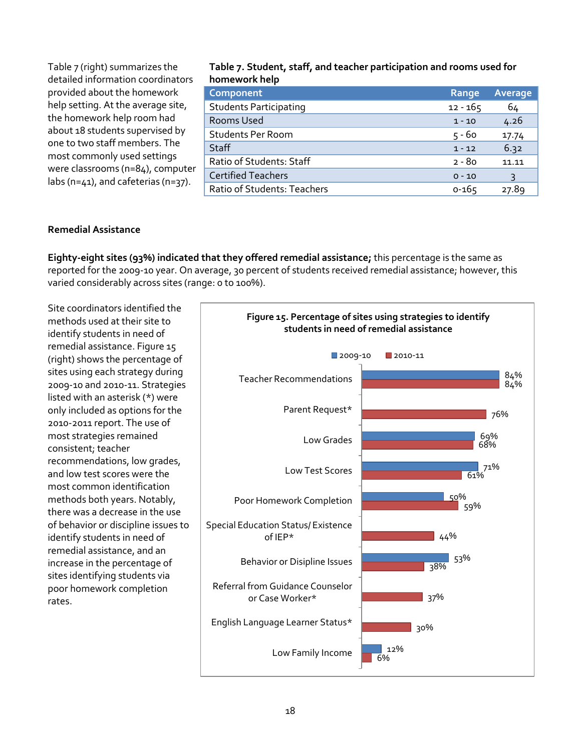Table 7 (right) summarizes the detailed information coordinators provided about the homework help setting. At the average site, the homework help room had about 18 students supervised by one to two staff members. The most commonly used settings were classrooms (n=84), computer labs (n=41), and cafeterias (n=37).

**Table 7. Student, staff, and teacher participation and rooms used for homework help**

| Component | Range | Average |
|---|---|---|
| Students Participating | 12 - 165 | 64 |
| Rooms Used | 1 - 10 | 4.26 |
| Students Per Room | 5 - 60 | 17.74 |
| Staff | 1 - 12 | 6.32 |
| Ratio of Students: Staff | 2 - 80 | 11.11 |
| Certified Teachers | 0 - 10 | 3 |
| Ratio of Students: Teachers | 0-165 | 27.89 |

### Remedial Assistance

**Eighty-eight sites (93%) indicated that they offered remedial assistance;** this percentage is the same as reported for the 2009-10 year. On average, 30 percent of students received remedial assistance; however, this varied considerably across sites (range: 0 to 100%).

Site coordinators identified the methods used at their site to identify students in need of remedial assistance. Figure 15 (right) shows the percentage of sites using each strategy during 2009-10 and 2010-11. Strategies listed with an asterisk (*) were only included as options for the 2010-2011 report. The use of most strategies remained consistent; teacher recommendations, low grades, and low test scores were the most common identification methods both years. Notably, there was a decrease in the use of behavior or discipline issues to identify students in need of remedial assistance, and an increase in the percentage of sites identifying students via poor homework completion rates.

**Figure 15. Percentage of sites using strategies to identify students in need of remedial assistance**

| Strategy | 2009-10 | 2010-11 |
|---|---|---|
| Teacher Recommendations | 84% | 84% |
| Parent Request* | | 76% |
| Low Grades | 69% | 68% |
| Low Test Scores | 71% | 61% |
| Poor Homework Completion | 50% | 59% |
| Special Education Status/ Existence of IEP* | | 44% |
| Behavior or Disipline Issues | 53% | 38% |
| Referral from Guidance Counselor or Case Worker* | | 37% |
| English Language Learner Status* | | 30% |
| Low Family Income | 12% | 6% |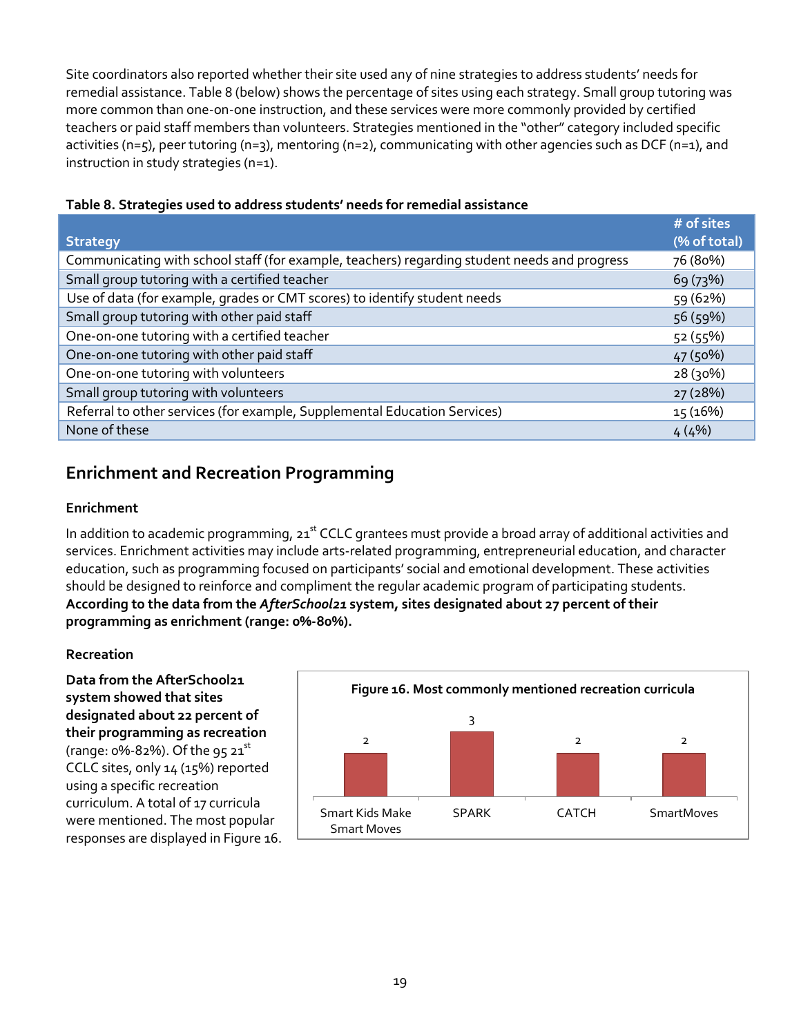Site coordinators also reported whether their site used any of nine strategies to address students' needs for remedial assistance. Table 8 (below) shows the percentage of sites using each strategy. Small group tutoring was more common than one-on-one instruction, and these services were more commonly provided by certified teachers or paid staff members than volunteers. Strategies mentioned in the "other" category included specific activities (n=5), peer tutoring (n=3), mentoring (n=2), communicating with other agencies such as DCF (n=1), and instruction in study strategies (n=1).

**Table 8. Strategies used to address students' needs for remedial assistance**

| Strategy | # of sites (% of total) |
|---|---|
| Communicating with school staff (for example, teachers) regarding student needs and progress | 76 (80%) |
| Small group tutoring with a certified teacher | 69 (73%) |
| Use of data (for example, grades or CMT scores) to identify student needs | 59 (62%) |
| Small group tutoring with other paid staff | 56 (59%) |
| One-on-one tutoring with a certified teacher | 52 (55%) |
| One-on-one tutoring with other paid staff | 47 (50%) |
| One-on-one tutoring with volunteers | 28 (30%) |
| Small group tutoring with volunteers | 27 (28%) |
| Referral to other services (for example, Supplemental Education Services) | 15 (16%) |
| None of these | 4 (4%) |

## Enrichment and Recreation Programming

### Enrichment

In addition to academic programming, 21st CCLC grantees must provide a broad array of additional activities and services. Enrichment activities may include arts-related programming, entrepreneurial education, and character education, such as programming focused on participants' social and emotional development. These activities should be designed to reinforce and compliment the regular academic program of participating students. **According to the data from the *AfterSchool21* system, sites designated about 27 percent of their programming as enrichment (range: 0%-80%).**

### Recreation

**Data from the AfterSchool21 system showed that sites designated about 22 percent of their programming as recreation** (range: 0%-82%). Of the 95 21st CCLC sites, only 14 (15%) reported using a specific recreation curriculum. A total of 17 curricula were mentioned. The most popular responses are displayed in Figure 16.

**Figure 16. Most commonly mentioned recreation curricula**

| Curriculum | Count |
|---|---|
| Smart Kids Make Smart Moves | 2 |
| SPARK | 3 |
| CATCH | 2 |
| SmartMoves | 2 |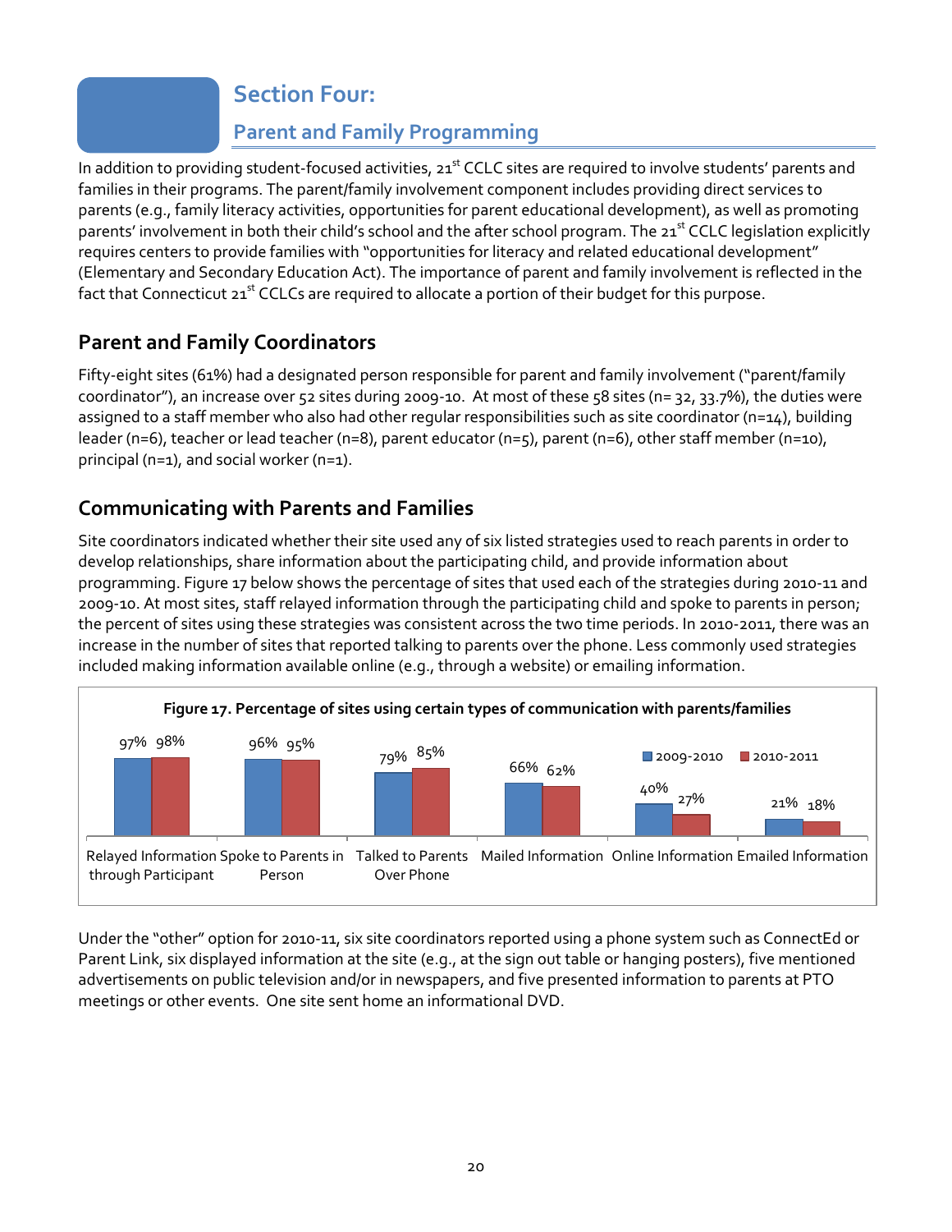# Section Four:

## Parent and Family Programming

In addition to providing student-focused activities, 21st CCLC sites are required to involve students' parents and families in their programs. The parent/family involvement component includes providing direct services to parents (e.g., family literacy activities, opportunities for parent educational development), as well as promoting parents' involvement in both their child's school and the after school program. The 21st CCLC legislation explicitly requires centers to provide families with "opportunities for literacy and related educational development" (Elementary and Secondary Education Act). The importance of parent and family involvement is reflected in the fact that Connecticut 21st CCLCs are required to allocate a portion of their budget for this purpose.

## Parent and Family Coordinators

Fifty-eight sites (61%) had a designated person responsible for parent and family involvement ("parent/family coordinator"), an increase over 52 sites during 2009-10. At most of these 58 sites (n= 32, 33.7%), the duties were assigned to a staff member who also had other regular responsibilities such as site coordinator (n=14), building leader (n=6), teacher or lead teacher (n=8), parent educator (n=5), parent (n=6), other staff member (n=10), principal (n=1), and social worker (n=1).

## Communicating with Parents and Families

Site coordinators indicated whether their site used any of six listed strategies used to reach parents in order to develop relationships, share information about the participating child, and provide information about programming. Figure 17 below shows the percentage of sites that used each of the strategies during 2010-11 and 2009-10. At most sites, staff relayed information through the participating child and spoke to parents in person; the percent of sites using these strategies was consistent across the two time periods. In 2010-2011, there was an increase in the number of sites that reported talking to parents over the phone. Less commonly used strategies included making information available online (e.g., through a website) or emailing information.

**Figure 17. Percentage of sites using certain types of communication with parents/families**

| | 2009-2010 | 2010-2011 |
|---|---|---|
| Relayed Information through Participant | 97% | 98% |
| Spoke to Parents in Person | 96% | 95% |
| Talked to Parents Over Phone | 79% | 85% |
| Mailed Information | 66% | 62% |
| Online Information | 40% | 27% |
| Emailed Information | 21% | 18% |

Under the "other" option for 2010-11, six site coordinators reported using a phone system such as ConnectEd or Parent Link, six displayed information at the site (e.g., at the sign out table or hanging posters), five mentioned advertisements on public television and/or in newspapers, and five presented information to parents at PTO meetings or other events. One site sent home an informational DVD.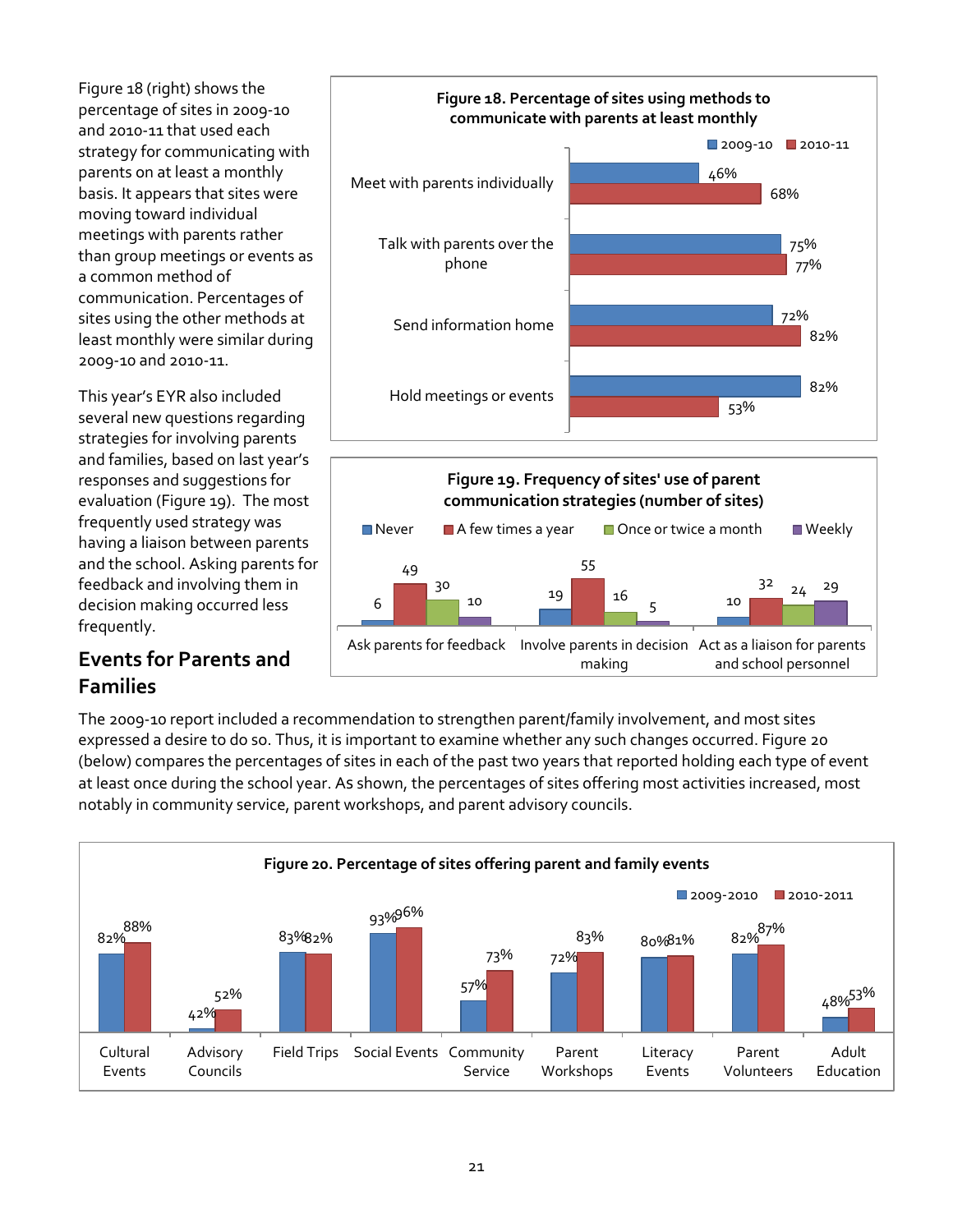Figure 18 (right) shows the percentage of sites in 2009-10 and 2010-11 that used each strategy for communicating with parents on at least a monthly basis. It appears that sites were moving toward individual meetings with parents rather than group meetings or events as a common method of communication. Percentages of sites using the other methods at least monthly were similar during 2009-10 and 2010-11.

**Figure 18. Percentage of sites using methods to communicate with parents at least monthly**

| Method | 2009-10 | 2010-11 |
|---|---|---|
| Meet with parents individually | 46% | 68% |
| Talk with parents over the phone | 75% | 77% |
| Send information home | 72% | 82% |
| Hold meetings or events | 82% | 53% |

This year's EYR also included several new questions regarding strategies for involving parents and families, based on last year's responses and suggestions for evaluation (Figure 19). The most frequently used strategy was having a liaison between parents and the school. Asking parents for feedback and involving them in decision making occurred less frequently.

**Figure 19. Frequency of sites' use of parent communication strategies (number of sites)**

| Strategy | Never | A few times a year | Once or twice a month | Weekly |
|---|---|---|---|---|
| Ask parents for feedback | 6 | 49 | 30 | 10 |
| Involve parents in decision making | 19 | 55 | 16 | 5 |
| Act as a liaison for parents and school personnel | 10 | 32 | 24 | 29 |

## Events for Parents and Families

The 2009-10 report included a recommendation to strengthen parent/family involvement, and most sites expressed a desire to do so. Thus, it is important to examine whether any such changes occurred. Figure 20 (below) compares the percentages of sites in each of the past two years that reported holding each type of event at least once during the school year. As shown, the percentages of sites offering most activities increased, most notably in community service, parent workshops, and parent advisory councils.

**Figure 20. Percentage of sites offering parent and family events**

| Event | 2009-2010 | 2010-2011 |
|---|---|---|
| Cultural Events | 82% | 88% |
| Advisory Councils | 42% | 52% |
| Field Trips | 83% | 82% |
| Social Events | 93% | 96% |
| Community Service | 57% | 73% |
| Parent Workshops | 72% | 83% |
| Literacy Events | 80% | 81% |
| Parent Volunteers | 82% | 87% |
| Adult Education | 48% | 53% |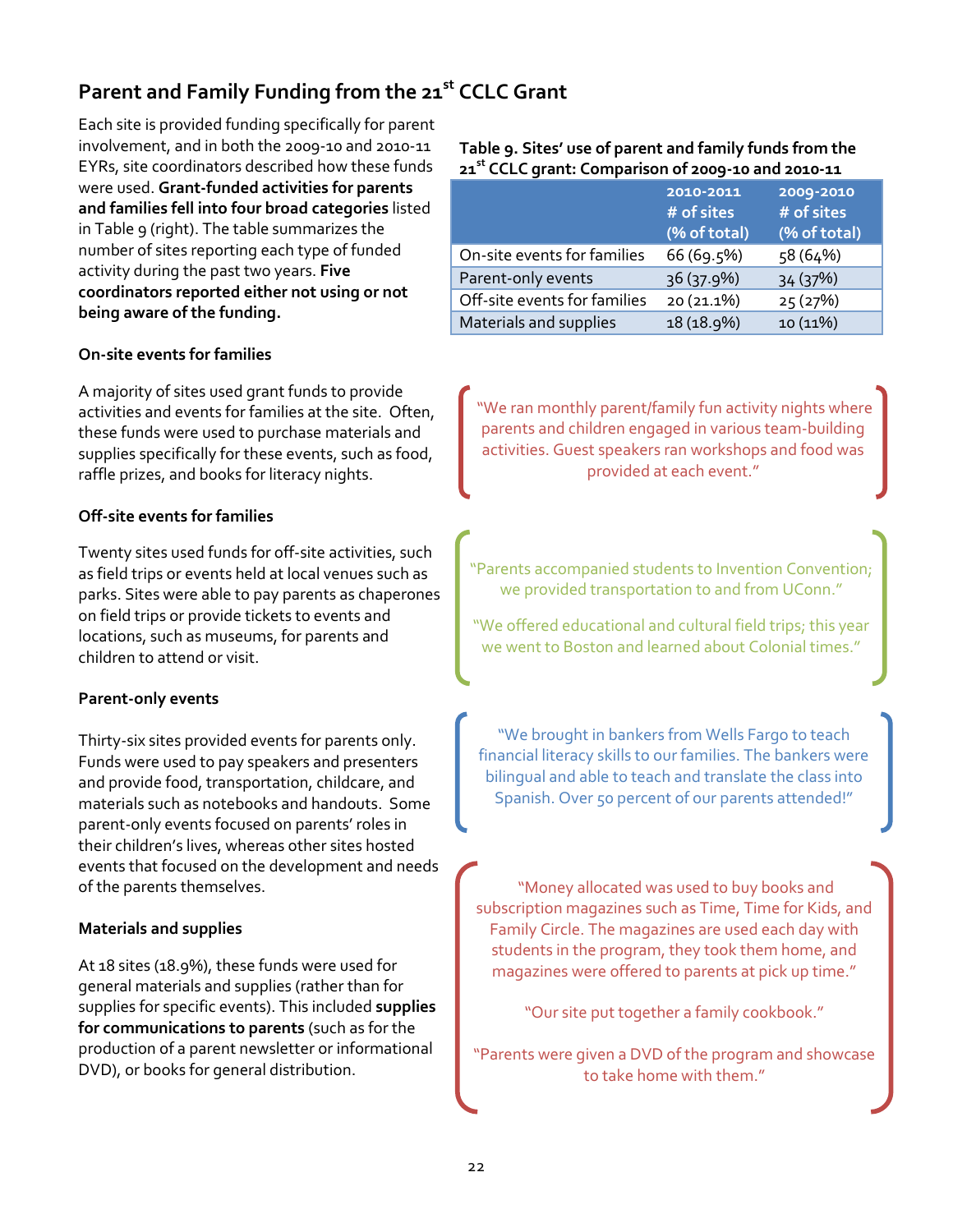## Parent and Family Funding from the 21st CCLC Grant

Each site is provided funding specifically for parent involvement, and in both the 2009-10 and 2010-11 EYRs, site coordinators described how these funds were used. **Grant-funded activities for parents and families fell into four broad categories** listed in Table 9 (right). The table summarizes the number of sites reporting each type of funded activity during the past two years. **Five coordinators reported either not using or not being aware of the funding.**

**Table 9. Sites' use of parent and family funds from the 21st CCLC grant: Comparison of 2009-10 and 2010-11**

| | 2010-2011 # of sites (% of total) | 2009-2010 # of sites (% of total) |
|---|---|---|
| On-site events for families | 66 (69.5%) | 58 (64%) |
| Parent-only events | 36 (37.9%) | 34 (37%) |
| Off-site events for families | 20 (21.1%) | 25 (27%) |
| Materials and supplies | 18 (18.9%) | 10 (11%) |

### On-site events for families

A majority of sites used grant funds to provide activities and events for families at the site. Often, these funds were used to purchase materials and supplies specifically for these events, such as food, raffle prizes, and books for literacy nights.

"We ran monthly parent/family fun activity nights where parents and children engaged in various team-building activities. Guest speakers ran workshops and food was provided at each event."

### Off-site events for families

Twenty sites used funds for off-site activities, such as field trips or events held at local venues such as parks. Sites were able to pay parents as chaperones on field trips or provide tickets to events and locations, such as museums, for parents and children to attend or visit.

"Parents accompanied students to Invention Convention; we provided transportation to and from UConn."

"We offered educational and cultural field trips; this year we went to Boston and learned about Colonial times."

### Parent-only events

Thirty-six sites provided events for parents only. Funds were used to pay speakers and presenters and provide food, transportation, childcare, and materials such as notebooks and handouts. Some parent-only events focused on parents' roles in their children's lives, whereas other sites hosted events that focused on the development and needs of the parents themselves.

"We brought in bankers from Wells Fargo to teach financial literacy skills to our families. The bankers were bilingual and able to teach and translate the class into Spanish. Over 50 percent of our parents attended!"

### Materials and supplies

At 18 sites (18.9%), these funds were used for general materials and supplies (rather than for supplies for specific events). This included **supplies for communications to parents** (such as for the production of a parent newsletter or informational DVD), or books for general distribution.

"Money allocated was used to buy books and subscription magazines such as Time, Time for Kids, and Family Circle. The magazines are used each day with students in the program, they took them home, and magazines were offered to parents at pick up time."

"Our site put together a family cookbook."

"Parents were given a DVD of the program and showcase to take home with them."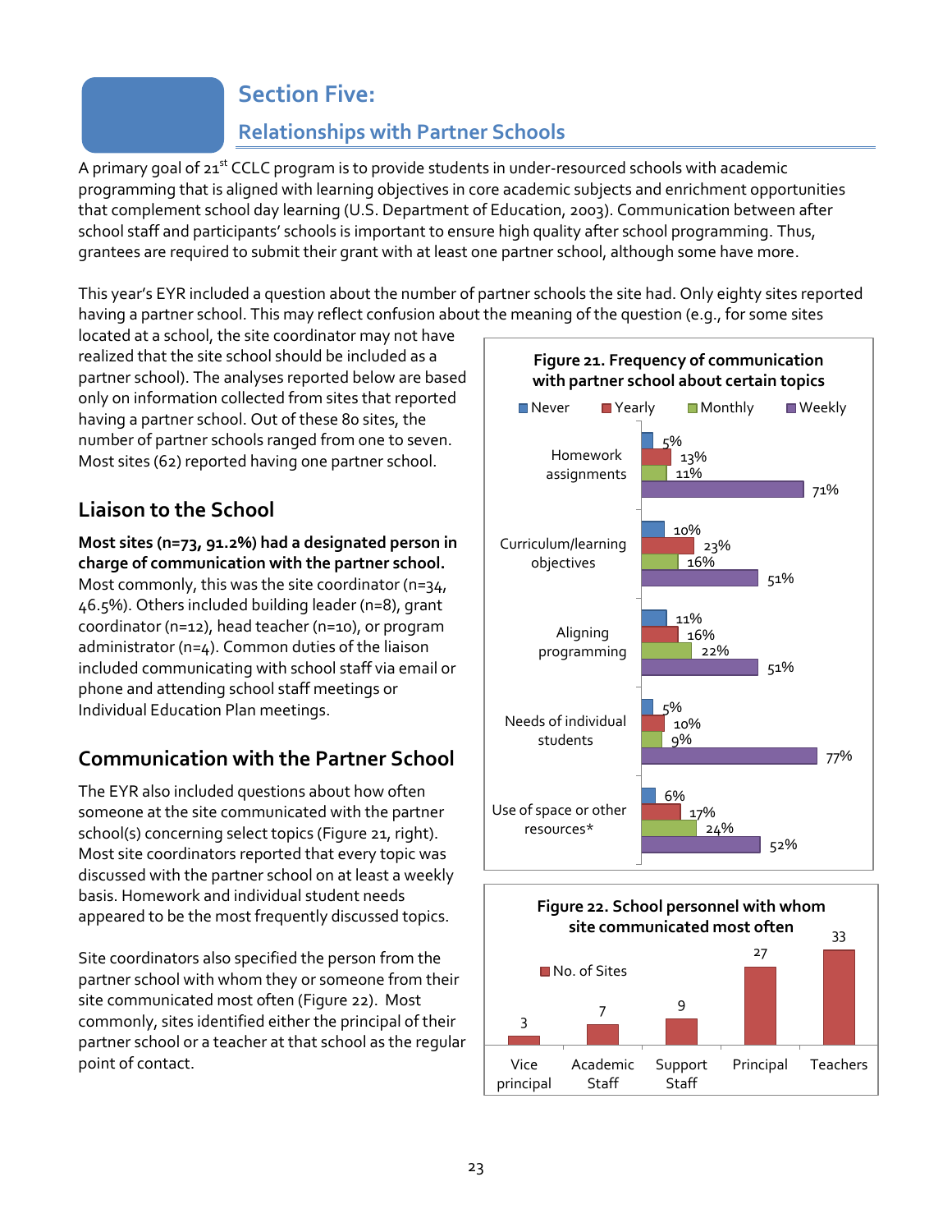# Section Five:

## Relationships with Partner Schools

A primary goal of 21st CCLC program is to provide students in under-resourced schools with academic programming that is aligned with learning objectives in core academic subjects and enrichment opportunities that complement school day learning (U.S. Department of Education, 2003). Communication between after school staff and participants' schools is important to ensure high quality after school programming. Thus, grantees are required to submit their grant with at least one partner school, although some have more.

This year's EYR included a question about the number of partner schools the site had. Only eighty sites reported having a partner school. This may reflect confusion about the meaning of the question (e.g., for some sites located at a school, the site coordinator may not have realized that the site school should be included as a partner school). The analyses reported below are based only on information collected from sites that reported having a partner school. Out of these 80 sites, the number of partner schools ranged from one to seven. Most sites (62) reported having one partner school.

### Liaison to the School

**Most sites (n=73, 91.2%) had a designated person in charge of communication with the partner school.** Most commonly, this was the site coordinator (n=34, 46.5%). Others included building leader (n=8), grant coordinator (n=12), head teacher (n=10), or program administrator (n=4). Common duties of the liaison included communicating with school staff via email or phone and attending school staff meetings or Individual Education Plan meetings.

### Communication with the Partner School

The EYR also included questions about how often someone at the site communicated with the partner school(s) concerning select topics (Figure 21, right). Most site coordinators reported that every topic was discussed with the partner school on at least a weekly basis. Homework and individual student needs appeared to be the most frequently discussed topics.

Site coordinators also specified the person from the partner school with whom they or someone from their site communicated most often (Figure 22). Most commonly, sites identified either the principal of their partner school or a teacher at that school as the regular point of contact.

**Figure 21. Frequency of communication with partner school about certain topics**

| | Never | Yearly | Monthly | Weekly |
|---|---|---|---|---|
| Homework assignments | 5% | 13% | 11% | 71% |
| Curriculum/learning objectives | 10% | 23% | 16% | 51% |
| Aligning programming | 11% | 16% | 22% | 51% |
| Needs of individual students | 5% | 10% | 9% | 77% |
| Use of space or other resources* | 6% | 17% | 24% | 52% |

**Figure 22. School personnel with whom site communicated most often**

| | No. of Sites |
|---|---|
| Vice principal | 3 |
| Academic Staff | 7 |
| Support Staff | 9 |
| Principal | 27 |
| Teachers | 33 |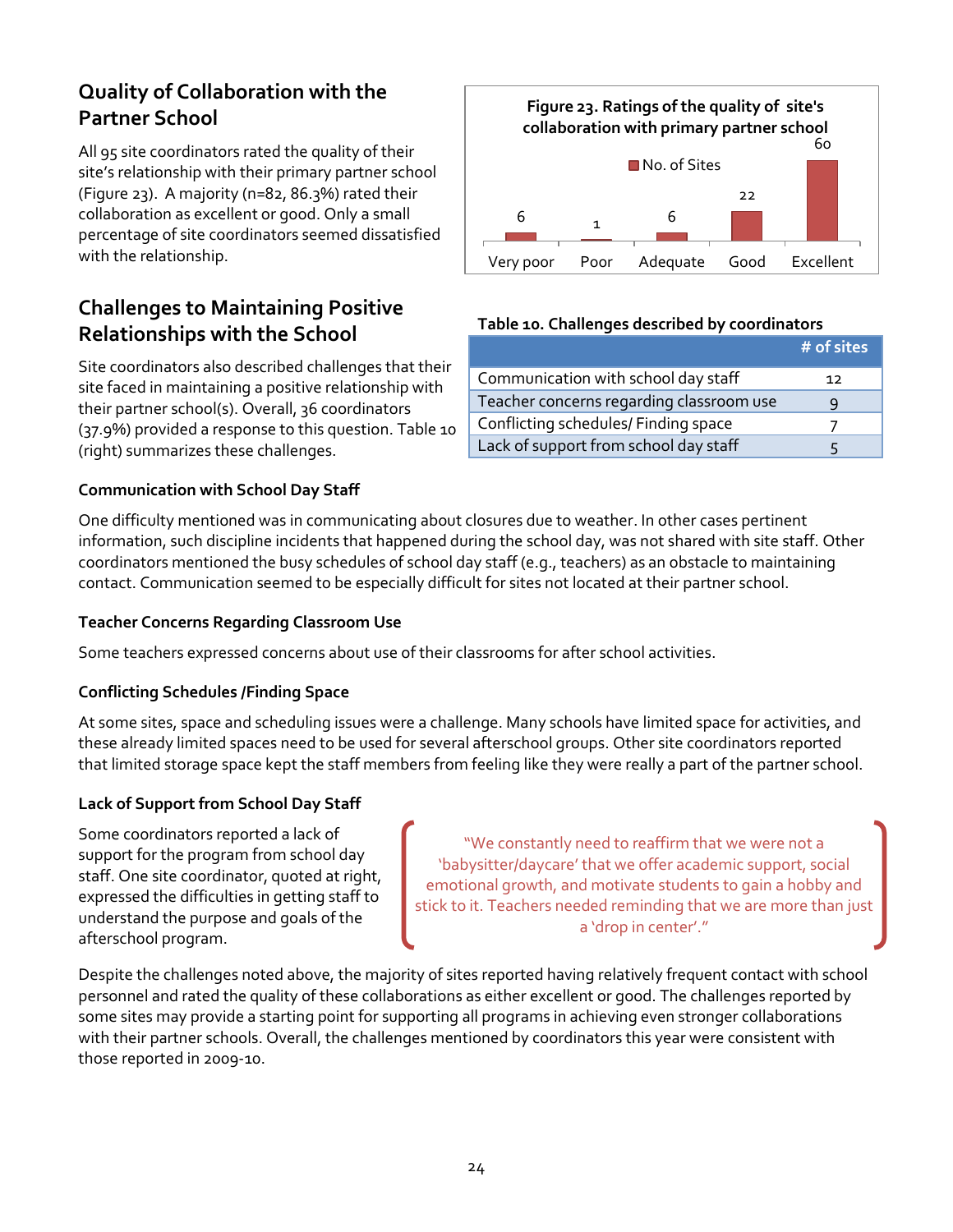## Quality of Collaboration with the Partner School

All 95 site coordinators rated the quality of their site's relationship with their primary partner school (Figure 23). A majority (n=82, 86.3%) rated their collaboration as excellent or good. Only a small percentage of site coordinators seemed dissatisfied with the relationship.

**Figure 23. Ratings of the quality of site's collaboration with primary partner school**

| Rating | No. of Sites |
|---|---|
| Very poor | 6 |
| Poor | 1 |
| Adequate | 6 |
| Good | 22 |
| Excellent | 60 |

## Challenges to Maintaining Positive Relationships with the School

Site coordinators also described challenges that their site faced in maintaining a positive relationship with their partner school(s). Overall, 36 coordinators (37.9%) provided a response to this question. Table 10 (right) summarizes these challenges.

**Table 10. Challenges described by coordinators**

| | # of sites |
|---|---|
| Communication with school day staff | 12 |
| Teacher concerns regarding classroom use | 9 |
| Conflicting schedules/ Finding space | 7 |
| Lack of support from school day staff | 5 |

### Communication with School Day Staff

One difficulty mentioned was in communicating about closures due to weather. In other cases pertinent information, such discipline incidents that happened during the school day, was not shared with site staff. Other coordinators mentioned the busy schedules of school day staff (e.g., teachers) as an obstacle to maintaining contact. Communication seemed to be especially difficult for sites not located at their partner school.

### Teacher Concerns Regarding Classroom Use

Some teachers expressed concerns about use of their classrooms for after school activities.

### Conflicting Schedules /Finding Space

At some sites, space and scheduling issues were a challenge. Many schools have limited space for activities, and these already limited spaces need to be used for several afterschool groups. Other site coordinators reported that limited storage space kept the staff members from feeling like they were really a part of the partner school.

### Lack of Support from School Day Staff

Some coordinators reported a lack of support for the program from school day staff. One site coordinator, quoted at right, expressed the difficulties in getting staff to understand the purpose and goals of the afterschool program.

> "We constantly need to reaffirm that we were not a 'babysitter/daycare' that we offer academic support, social emotional growth, and motivate students to gain a hobby and stick to it. Teachers needed reminding that we are more than just a 'drop in center'."

Despite the challenges noted above, the majority of sites reported having relatively frequent contact with school personnel and rated the quality of these collaborations as either excellent or good. The challenges reported by some sites may provide a starting point for supporting all programs in achieving even stronger collaborations with their partner schools. Overall, the challenges mentioned by coordinators this year were consistent with those reported in 2009-10.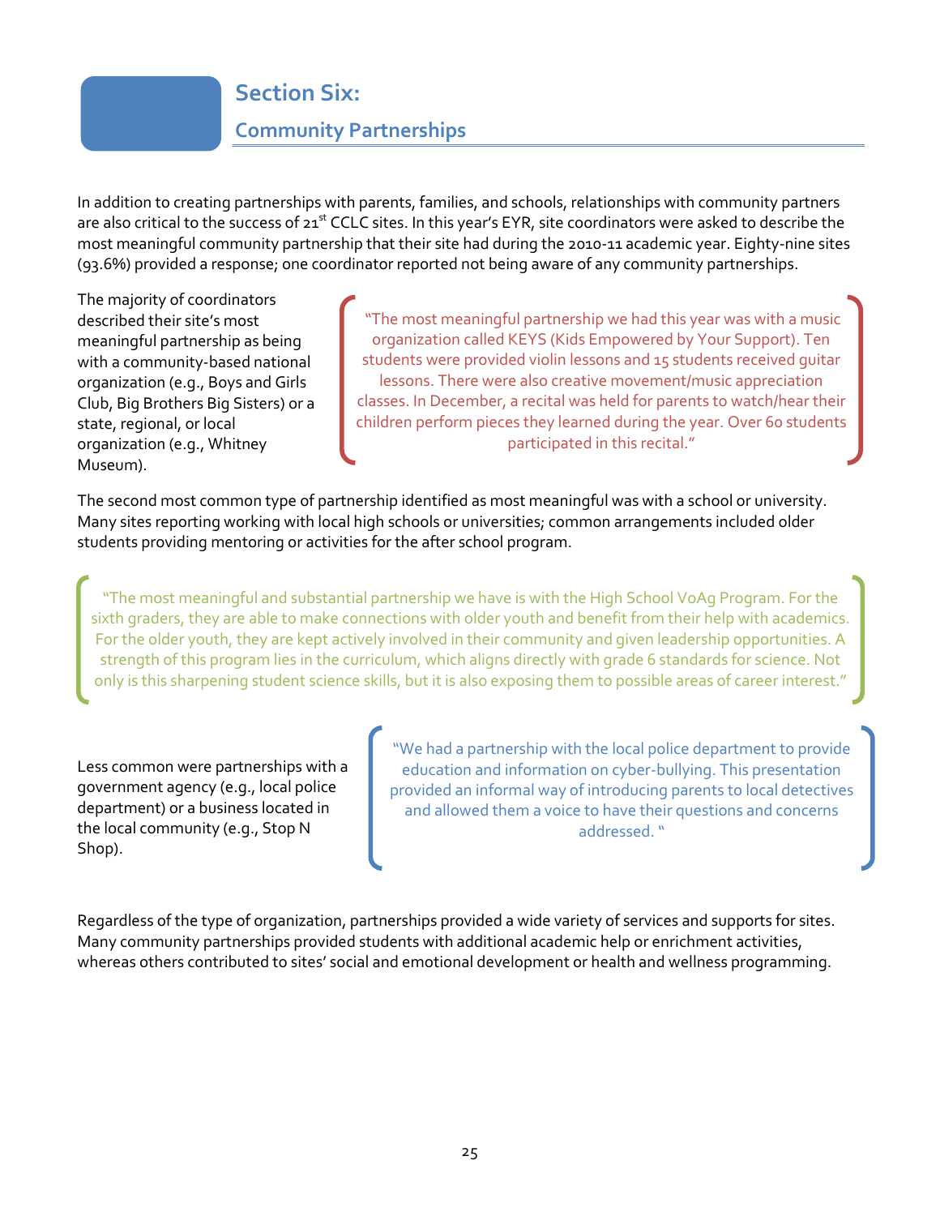# Section Six:

## Community Partnerships

In addition to creating partnerships with parents, families, and schools, relationships with community partners are also critical to the success of 21[st] CCLC sites. In this year's EYR, site coordinators were asked to describe the most meaningful community partnership that their site had during the 2010-11 academic year. Eighty-nine sites (93.6%) provided a response; one coordinator reported not being aware of any community partnerships.

The majority of coordinators described their site's most meaningful partnership as being with a community-based national organization (e.g., Boys and Girls Club, Big Brothers Big Sisters) or a state, regional, or local organization (e.g., Whitney Museum).

> "The most meaningful partnership we had this year was with a music organization called KEYS (Kids Empowered by Your Support). Ten students were provided violin lessons and 15 students received guitar lessons. There were also creative movement/music appreciation classes. In December, a recital was held for parents to watch/hear their children perform pieces they learned during the year. Over 60 students participated in this recital."

The second most common type of partnership identified as most meaningful was with a school or university. Many sites reporting working with local high schools or universities; common arrangements included older students providing mentoring or activities for the after school program.

> "The most meaningful and substantial partnership we have is with the High School VoAg Program. For the sixth graders, they are able to make connections with older youth and benefit from their help with academics. For the older youth, they are kept actively involved in their community and given leadership opportunities. A strength of this program lies in the curriculum, which aligns directly with grade 6 standards for science. Not only is this sharpening student science skills, but it is also exposing them to possible areas of career interest."

Less common were partnerships with a government agency (e.g., local police department) or a business located in the local community (e.g., Stop N Shop).

> "We had a partnership with the local police department to provide education and information on cyber-bullying. This presentation provided an informal way of introducing parents to local detectives and allowed them a voice to have their questions and concerns addressed. "

Regardless of the type of organization, partnerships provided a wide variety of services and supports for sites. Many community partnerships provided students with additional academic help or enrichment activities, whereas others contributed to sites' social and emotional development or health and wellness programming.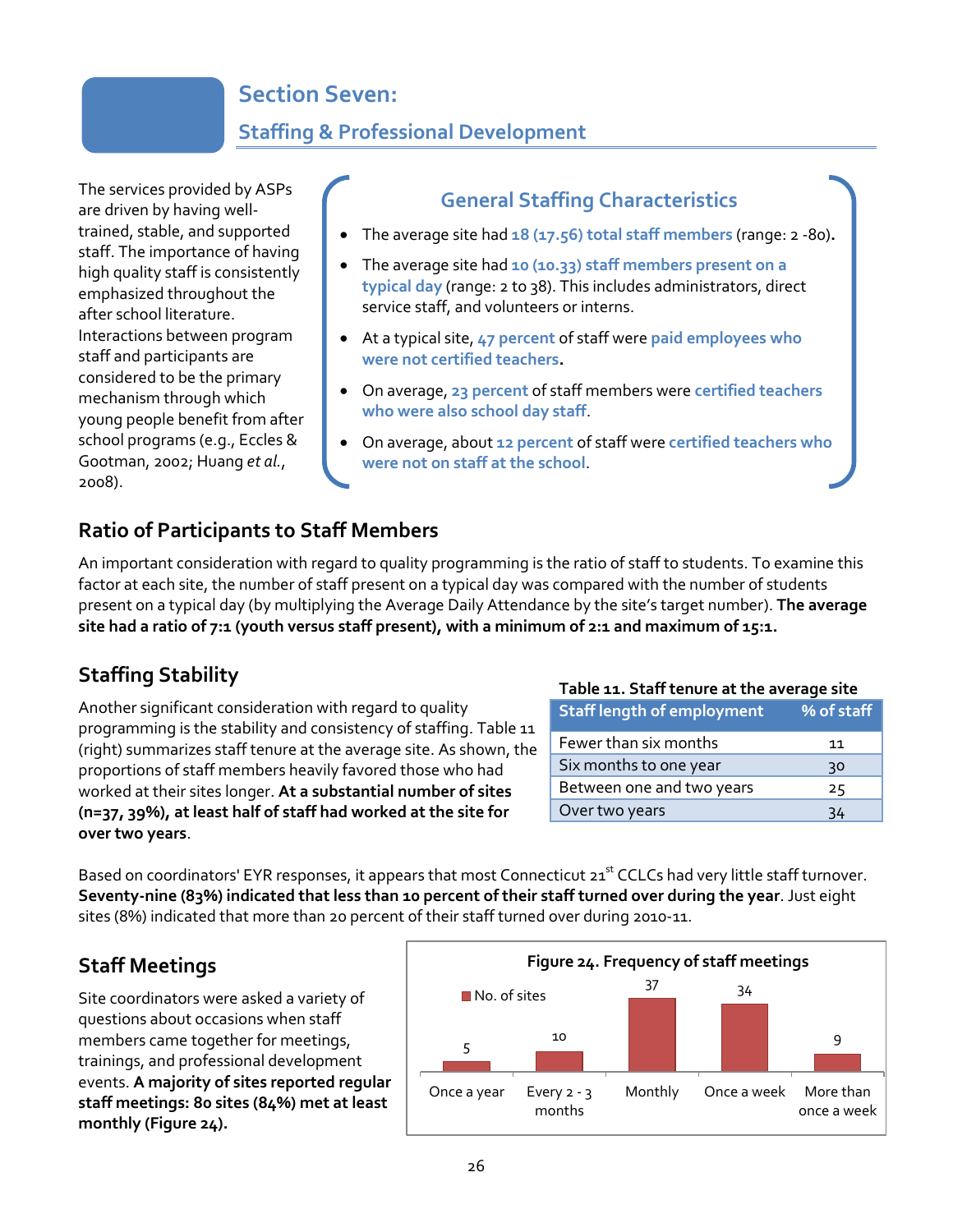# Section Seven:

## Staffing & Professional Development

The services provided by ASPs are driven by having well-trained, stable, and supported staff. The importance of having high quality staff is consistently emphasized throughout the after school literature. Interactions between program staff and participants are considered to be the primary mechanism through which young people benefit from after school programs (e.g., Eccles & Gootman, 2002; Huang *et al.*, 2008).

### General Staffing Characteristics

- The average site had 18 (17.56) total staff members (range: 2 -80).
- The average site had 10 (10.33) staff members present on a typical day (range: 2 to 38). This includes administrators, direct service staff, and volunteers or interns.
- At a typical site, 47 percent of staff were paid employees who were not certified teachers.
- On average, 23 percent of staff members were certified teachers who were also school day staff.
- On average, about 12 percent of staff were certified teachers who were not on staff at the school.

## Ratio of Participants to Staff Members

An important consideration with regard to quality programming is the ratio of staff to students. To examine this factor at each site, the number of staff present on a typical day was compared with the number of students present on a typical day (by multiplying the Average Daily Attendance by the site's target number). **The average site had a ratio of 7:1 (youth versus staff present), with a minimum of 2:1 and maximum of 15:1.**

## Staffing Stability

Another significant consideration with regard to quality programming is the stability and consistency of staffing. Table 11 (right) summarizes staff tenure at the average site. As shown, the proportions of staff members heavily favored those who had worked at their sites longer. **At a substantial number of sites (n=37, 39%), at least half of staff had worked at the site for over two years**.

**Table 11. Staff tenure at the average site**

| Staff length of employment | % of staff |
|---|---|
| Fewer than six months | 11 |
| Six months to one year | 30 |
| Between one and two years | 25 |
| Over two years | 34 |

Based on coordinators' EYR responses, it appears that most Connecticut 21st CCLCs had very little staff turnover. **Seventy-nine (83%) indicated that less than 10 percent of their staff turned over during the year**. Just eight sites (8%) indicated that more than 20 percent of their staff turned over during 2010-11.

## Staff Meetings

Site coordinators were asked a variety of questions about occasions when staff members came together for meetings, trainings, and professional development events. **A majority of sites reported regular staff meetings: 80 sites (84%) met at least monthly (Figure 24).**

**Figure 24. Frequency of staff meetings**

| | No. of sites |
|---|---|
| Once a year | 5 |
| Every 2 - 3 months | 10 |
| Monthly | 37 |
| Once a week | 34 |
| More than once a week | 9 |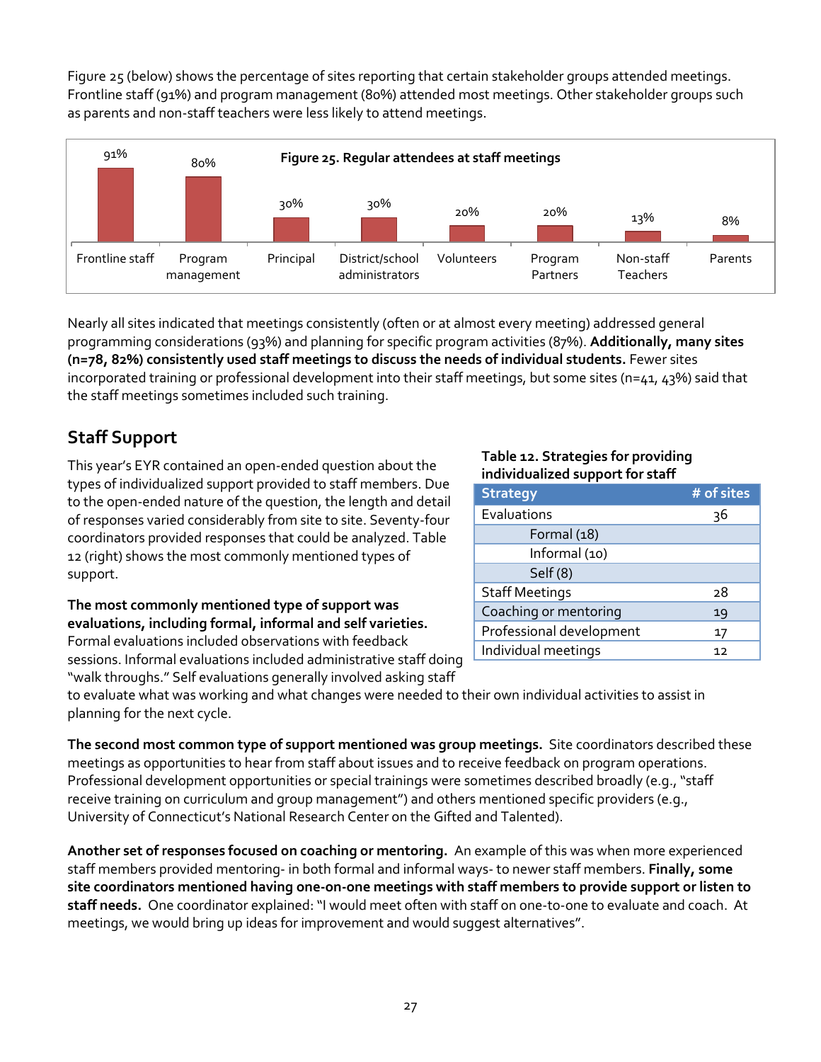Figure 25 (below) shows the percentage of sites reporting that certain stakeholder groups attended meetings. Frontline staff (91%) and program management (80%) attended most meetings. Other stakeholder groups such as parents and non-staff teachers were less likely to attend meetings.

**Figure 25. Regular attendees at staff meetings**

| Attendee | % |
|---|---|
| Frontline staff | 91% |
| Program management | 80% |
| Principal | 30% |
| District/school administrators | 30% |
| Volunteers | 20% |
| Program Partners | 20% |
| Non-staff Teachers | 13% |
| Parents | 8% |

Nearly all sites indicated that meetings consistently (often or at almost every meeting) addressed general programming considerations (93%) and planning for specific program activities (87%). **Additionally, many sites (n=78, 82%) consistently used staff meetings to discuss the needs of individual students.** Fewer sites incorporated training or professional development into their staff meetings, but some sites (n=41, 43%) said that the staff meetings sometimes included such training.

## Staff Support

This year's EYR contained an open-ended question about the types of individualized support provided to staff members. Due to the open-ended nature of the question, the length and detail of responses varied considerably from site to site. Seventy-four coordinators provided responses that could be analyzed. Table 12 (right) shows the most commonly mentioned types of support.

**Table 12. Strategies for providing individualized support for staff**

| Strategy | # of sites |
|---|---|
| Evaluations | 36 |
| Formal (18) | |
| Informal (10) | |
| Self (8) | |
| Staff Meetings | 28 |
| Coaching or mentoring | 19 |
| Professional development | 17 |
| Individual meetings | 12 |

**The most commonly mentioned type of support was evaluations, including formal, informal and self varieties.** Formal evaluations included observations with feedback sessions. Informal evaluations included administrative staff doing "walk throughs." Self evaluations generally involved asking staff to evaluate what was working and what changes were needed to their own individual activities to assist in planning for the next cycle.

**The second most common type of support mentioned was group meetings.** Site coordinators described these meetings as opportunities to hear from staff about issues and to receive feedback on program operations. Professional development opportunities or special trainings were sometimes described broadly (e.g., "staff receive training on curriculum and group management") and others mentioned specific providers (e.g., University of Connecticut's National Research Center on the Gifted and Talented).

**Another set of responses focused on coaching or mentoring.** An example of this was when more experienced staff members provided mentoring- in both formal and informal ways- to newer staff members. **Finally, some site coordinators mentioned having one-on-one meetings with staff members to provide support or listen to staff needs.** One coordinator explained: "I would meet often with staff on one-to-one to evaluate and coach. At meetings, we would bring up ideas for improvement and would suggest alternatives".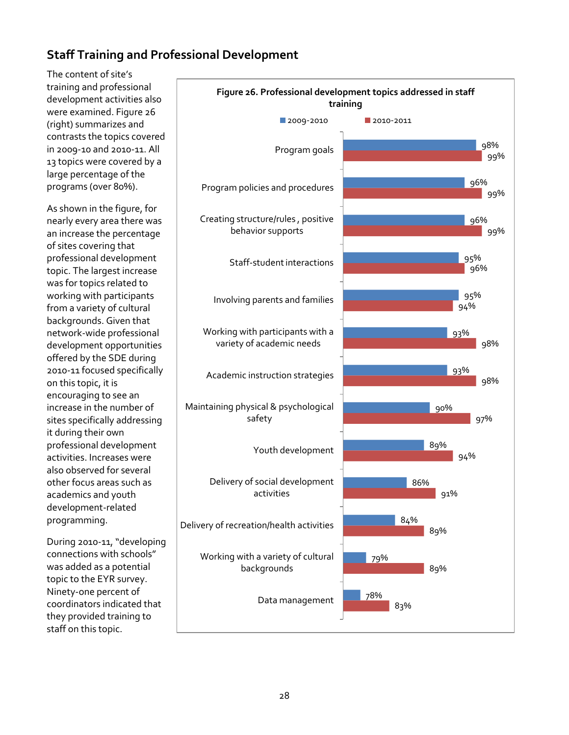## Staff Training and Professional Development

The content of site's training and professional development activities also were examined. Figure 26 (right) summarizes and contrasts the topics covered in 2009-10 and 2010-11. All 13 topics were covered by a large percentage of the programs (over 80%).

As shown in the figure, for nearly every area there was an increase the percentage of sites covering that professional development topic. The largest increase was for topics related to working with participants from a variety of cultural backgrounds. Given that network-wide professional development opportunities offered by the SDE during 2010-11 focused specifically on this topic, it is encouraging to see an increase in the number of sites specifically addressing it during their own professional development activities. Increases were also observed for several other focus areas such as academics and youth development-related programming.

During 2010-11, "developing connections with schools" was added as a potential topic to the EYR survey. Ninety-one percent of coordinators indicated that they provided training to staff on this topic.

**Figure 26. Professional development topics addressed in staff training**

| Topic | 2009-2010 | 2010-2011 |
|---|---|---|
| Program goals | 98% | 99% |
| Program policies and procedures | 96% | 99% |
| Creating structure/rules, positive behavior supports | 96% | 99% |
| Staff-student interactions | 95% | 96% |
| Involving parents and families | 95% | 94% |
| Working with participants with a variety of academic needs | 93% | 98% |
| Academic instruction strategies | 93% | 98% |
| Maintaining physical & psychological safety | 90% | 97% |
| Youth development | 89% | 94% |
| Delivery of social development activities | 86% | 91% |
| Delivery of recreation/health activities | 84% | 89% |
| Working with a variety of cultural backgrounds | 79% | 89% |
| Data management | 78% | 83% |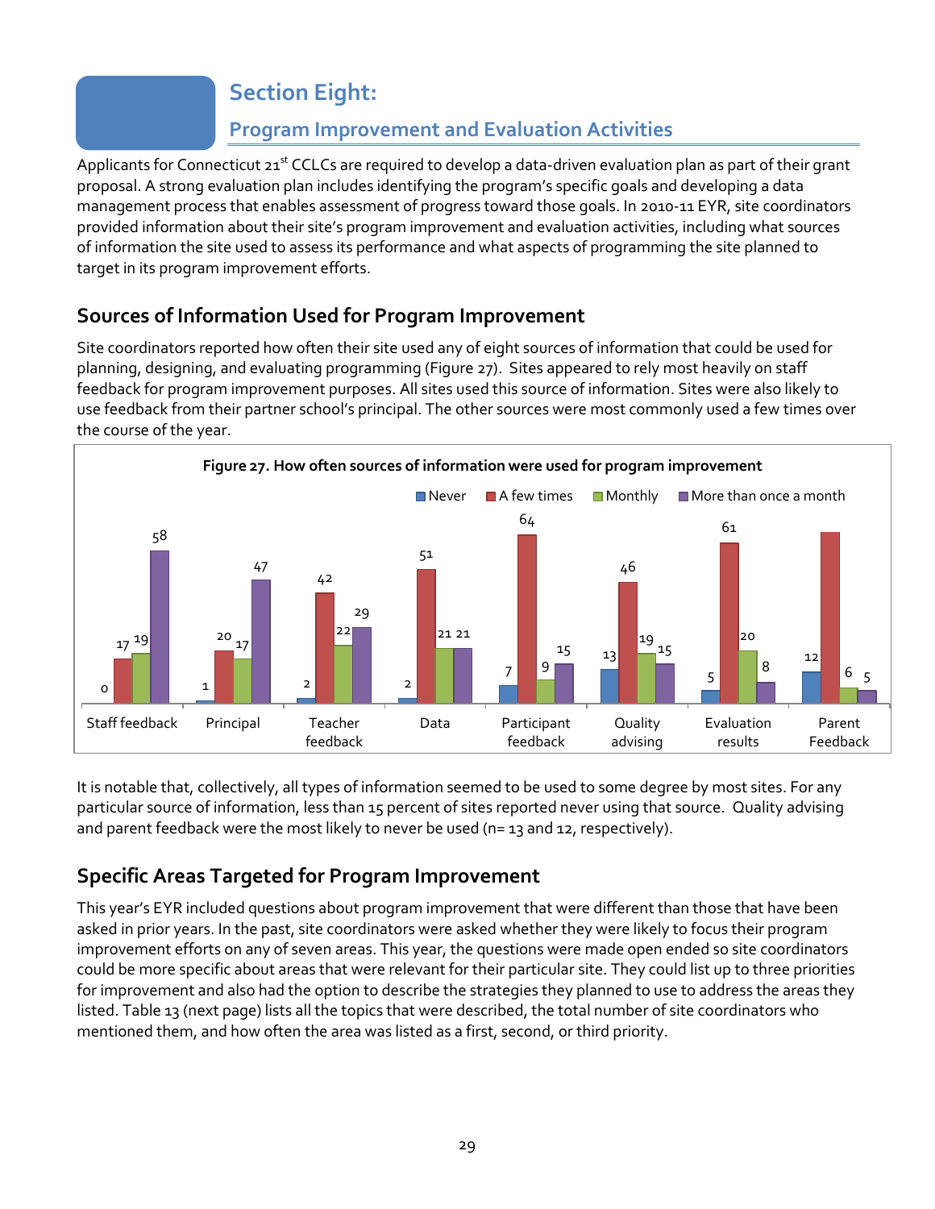# Section Eight:

## Program Improvement and Evaluation Activities

Applicants for Connecticut 21st CCLCs are required to develop a data-driven evaluation plan as part of their grant proposal. A strong evaluation plan includes identifying the program's specific goals and developing a data management process that enables assessment of progress toward those goals. In 2010-11 EYR, site coordinators provided information about their site's program improvement and evaluation activities, including what sources of information the site used to assess its performance and what aspects of programming the site planned to target in its program improvement efforts.

## Sources of Information Used for Program Improvement

Site coordinators reported how often their site used any of eight sources of information that could be used for planning, designing, and evaluating programming (Figure 27). Sites appeared to rely most heavily on staff feedback for program improvement purposes. All sites used this source of information. Sites were also likely to use feedback from their partner school's principal. The other sources were most commonly used a few times over the course of the year.

**Figure 27. How often sources of information were used for program improvement**

| | Never | A few times | Monthly | More than once a month |
|---|---|---|---|---|
| Staff feedback | 0 | 17 | 19 | 58 |
| Principal | 1 | 20 | 17 | 47 |
| Teacher feedback | 2 | 42 | 22 | 29 |
| Data | 2 | 51 | 21 | 21 |
| Participant feedback | 7 | 64 | 9 | 15 |
| Quality advising | 13 | 46 | 19 | 15 |
| Evaluation results | 5 | 61 | 20 | 8 |
| Parent Feedback | 12 | | 6 | 5 |

It is notable that, collectively, all types of information seemed to be used to some degree by most sites. For any particular source of information, less than 15 percent of sites reported never using that source. Quality advising and parent feedback were the most likely to never be used (n= 13 and 12, respectively).

## Specific Areas Targeted for Program Improvement

This year's EYR included questions about program improvement that were different than those that have been asked in prior years. In the past, site coordinators were asked whether they were likely to focus their program improvement efforts on any of seven areas. This year, the questions were made open ended so site coordinators could be more specific about areas that were relevant for their particular site. They could list up to three priorities for improvement and also had the option to describe the strategies they planned to use to address the areas they listed. Table 13 (next page) lists all the topics that were described, the total number of site coordinators who mentioned them, and how often the area was listed as a first, second, or third priority.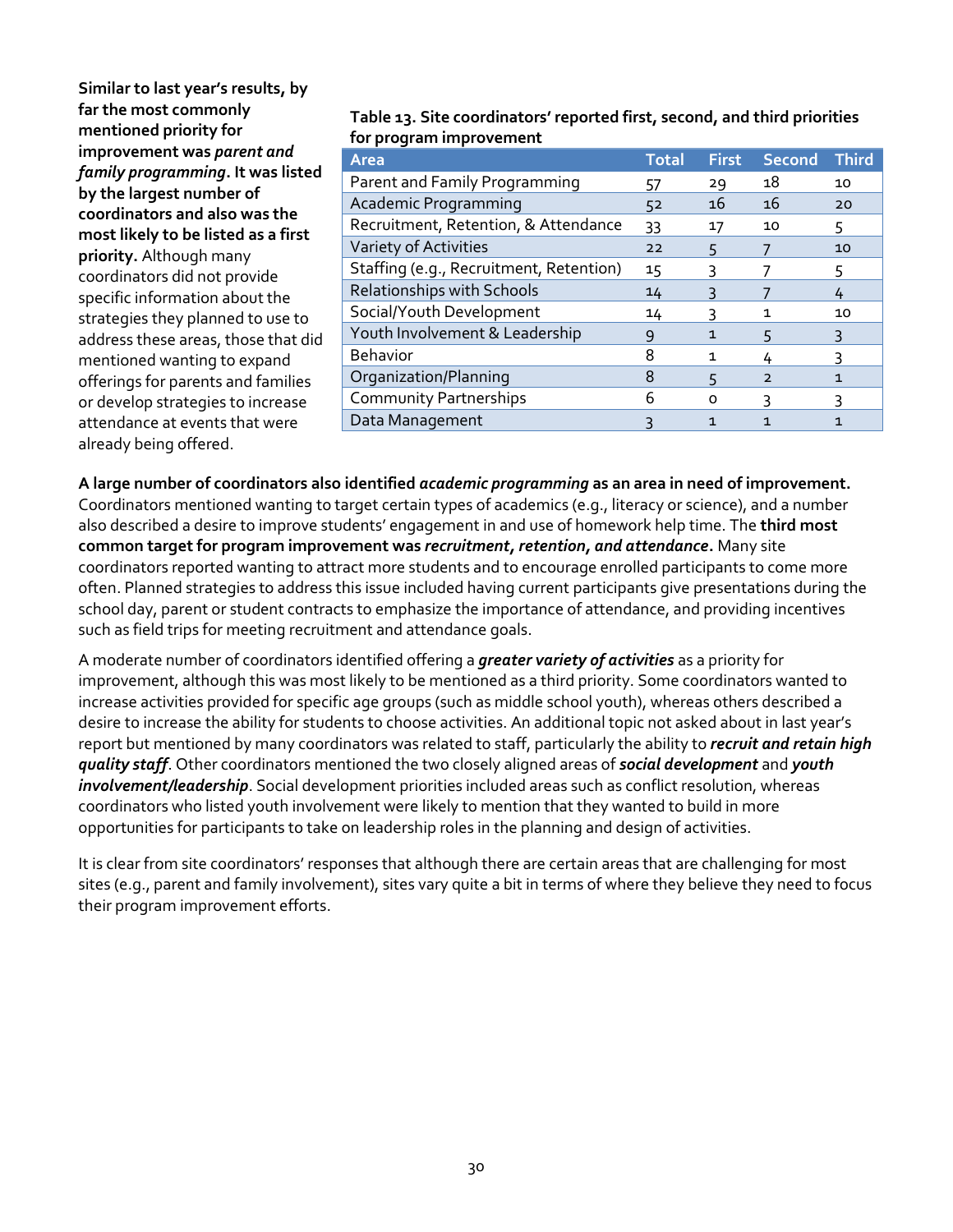**Similar to last year's results, by far the most commonly mentioned priority for improvement was *parent and family programming*. It was listed by the largest number of coordinators and also was the most likely to be listed as a first priority.** Although many coordinators did not provide specific information about the strategies they planned to use to address these areas, those that did mentioned wanting to expand offerings for parents and families or develop strategies to increase attendance at events that were already being offered.

**Table 13. Site coordinators' reported first, second, and third priorities for program improvement**

| Area | Total | First | Second | Third |
|---|---|---|---|---|
| Parent and Family Programming | 57 | 29 | 18 | 10 |
| Academic Programming | 52 | 16 | 16 | 20 |
| Recruitment, Retention, & Attendance | 33 | 17 | 10 | 5 |
| Variety of Activities | 22 | 5 | 7 | 10 |
| Staffing (e.g., Recruitment, Retention) | 15 | 3 | 7 | 5 |
| Relationships with Schools | 14 | 3 | 7 | 4 |
| Social/Youth Development | 14 | 3 | 1 | 10 |
| Youth Involvement & Leadership | 9 | 1 | 5 | 3 |
| Behavior | 8 | 1 | 4 | 3 |
| Organization/Planning | 8 | 5 | 2 | 1 |
| Community Partnerships | 6 | 0 | 3 | 3 |
| Data Management | 3 | 1 | 1 | 1 |

**A large number of coordinators also identified *academic programming* as an area in need of improvement.** Coordinators mentioned wanting to target certain types of academics (e.g., literacy or science), and a number also described a desire to improve students' engagement in and use of homework help time. The **third most common target for program improvement was *recruitment, retention, and attendance*.** Many site coordinators reported wanting to attract more students and to encourage enrolled participants to come more often. Planned strategies to address this issue included having current participants give presentations during the school day, parent or student contracts to emphasize the importance of attendance, and providing incentives such as field trips for meeting recruitment and attendance goals.

A moderate number of coordinators identified offering a ***greater variety of activities*** as a priority for improvement, although this was most likely to be mentioned as a third priority. Some coordinators wanted to increase activities provided for specific age groups (such as middle school youth), whereas others described a desire to increase the ability for students to choose activities. An additional topic not asked about in last year's report but mentioned by many coordinators was related to staff, particularly the ability to ***recruit and retain high quality staff***. Other coordinators mentioned the two closely aligned areas of ***social development*** and ***youth involvement/leadership***. Social development priorities included areas such as conflict resolution, whereas coordinators who listed youth involvement were likely to mention that they wanted to build in more opportunities for participants to take on leadership roles in the planning and design of activities.

It is clear from site coordinators' responses that although there are certain areas that are challenging for most sites (e.g., parent and family involvement), sites vary quite a bit in terms of where they believe they need to focus their program improvement efforts.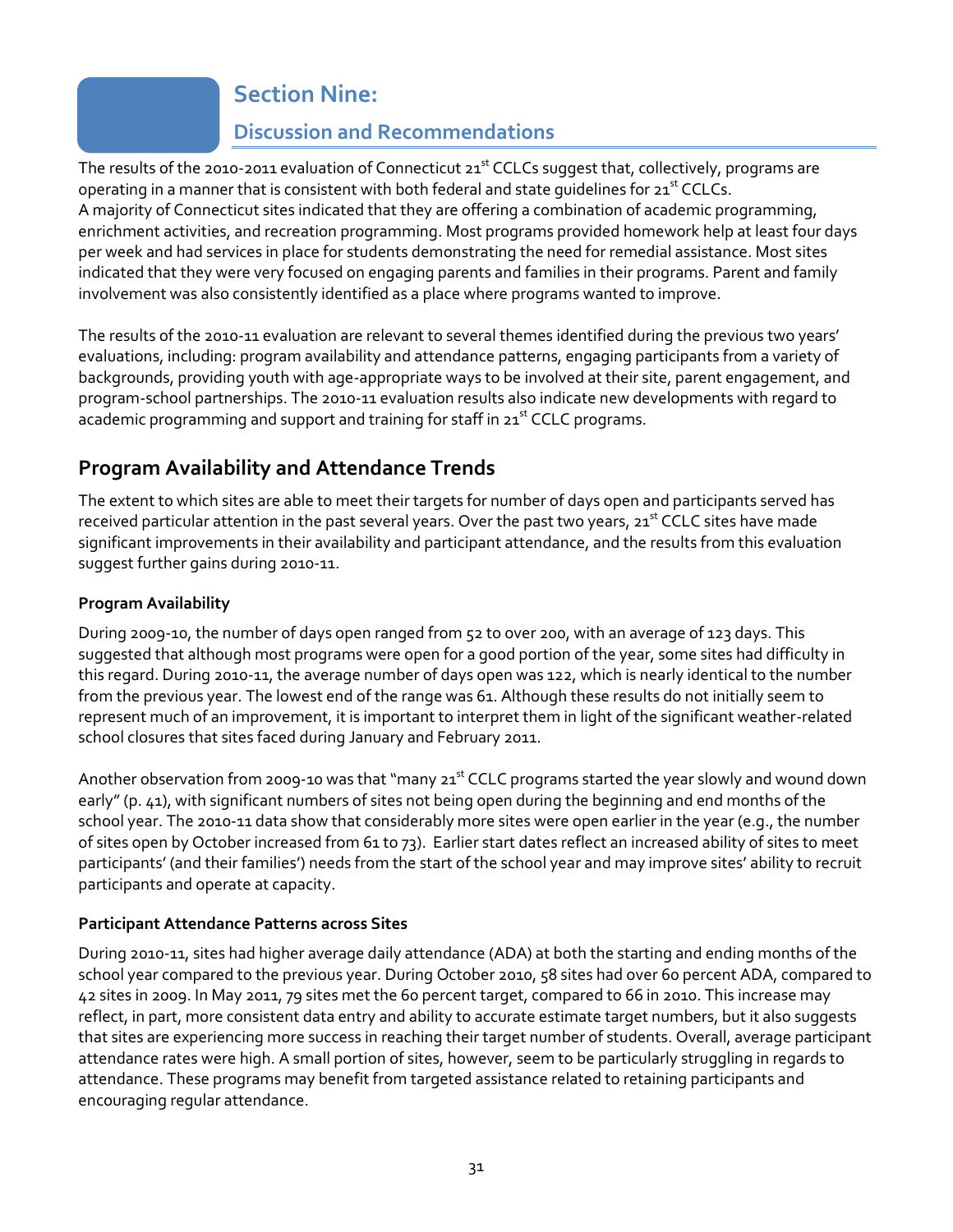# Section Nine:

## Discussion and Recommendations

The results of the 2010-2011 evaluation of Connecticut 21st CCLCs suggest that, collectively, programs are operating in a manner that is consistent with both federal and state guidelines for 21st CCLCs.
A majority of Connecticut sites indicated that they are offering a combination of academic programming, enrichment activities, and recreation programming. Most programs provided homework help at least four days per week and had services in place for students demonstrating the need for remedial assistance. Most sites indicated that they were very focused on engaging parents and families in their programs. Parent and family involvement was also consistently identified as a place where programs wanted to improve.

The results of the 2010-11 evaluation are relevant to several themes identified during the previous two years' evaluations, including: program availability and attendance patterns, engaging participants from a variety of backgrounds, providing youth with age-appropriate ways to be involved at their site, parent engagement, and program-school partnerships. The 2010-11 evaluation results also indicate new developments with regard to academic programming and support and training for staff in 21st CCLC programs.

## Program Availability and Attendance Trends

The extent to which sites are able to meet their targets for number of days open and participants served has received particular attention in the past several years. Over the past two years, 21st CCLC sites have made significant improvements in their availability and participant attendance, and the results from this evaluation suggest further gains during 2010-11.

### Program Availability

During 2009-10, the number of days open ranged from 52 to over 200, with an average of 123 days. This suggested that although most programs were open for a good portion of the year, some sites had difficulty in this regard. During 2010-11, the average number of days open was 122, which is nearly identical to the number from the previous year. The lowest end of the range was 61. Although these results do not initially seem to represent much of an improvement, it is important to interpret them in light of the significant weather-related school closures that sites faced during January and February 2011.

Another observation from 2009-10 was that "many 21st CCLC programs started the year slowly and wound down early" (p. 41), with significant numbers of sites not being open during the beginning and end months of the school year. The 2010-11 data show that considerably more sites were open earlier in the year (e.g., the number of sites open by October increased from 61 to 73). Earlier start dates reflect an increased ability of sites to meet participants' (and their families') needs from the start of the school year and may improve sites' ability to recruit participants and operate at capacity.

### Participant Attendance Patterns across Sites

During 2010-11, sites had higher average daily attendance (ADA) at both the starting and ending months of the school year compared to the previous year. During October 2010, 58 sites had over 60 percent ADA, compared to 42 sites in 2009. In May 2011, 79 sites met the 60 percent target, compared to 66 in 2010. This increase may reflect, in part, more consistent data entry and ability to accurate estimate target numbers, but it also suggests that sites are experiencing more success in reaching their target number of students. Overall, average participant attendance rates were high. A small portion of sites, however, seem to be particularly struggling in regards to attendance. These programs may benefit from targeted assistance related to retaining participants and encouraging regular attendance.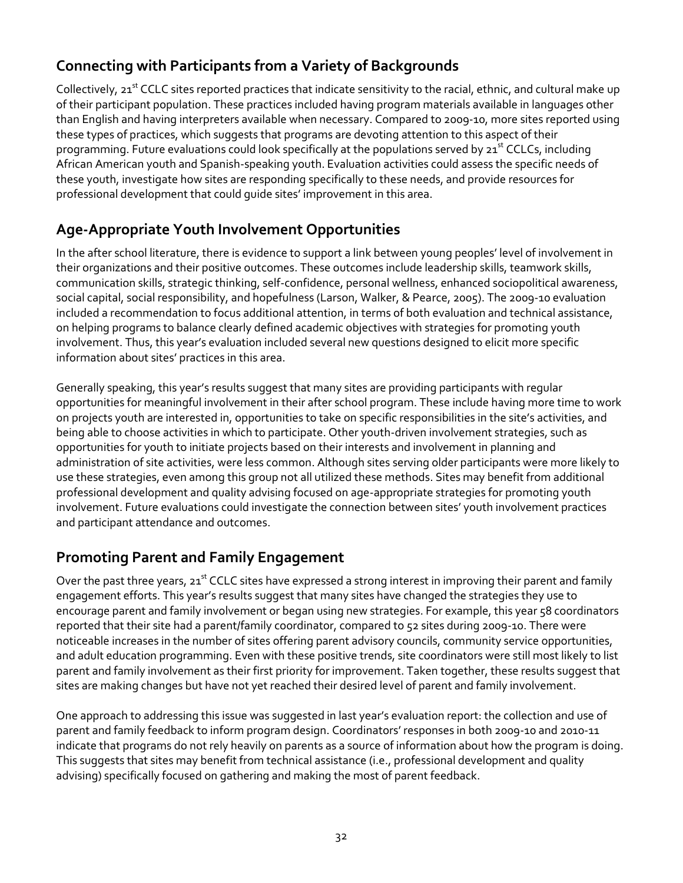## Connecting with Participants from a Variety of Backgrounds

Collectively, 21st CCLC sites reported practices that indicate sensitivity to the racial, ethnic, and cultural make up of their participant population. These practices included having program materials available in languages other than English and having interpreters available when necessary. Compared to 2009-10, more sites reported using these types of practices, which suggests that programs are devoting attention to this aspect of their programming. Future evaluations could look specifically at the populations served by 21st CCLCs, including African American youth and Spanish-speaking youth. Evaluation activities could assess the specific needs of these youth, investigate how sites are responding specifically to these needs, and provide resources for professional development that could guide sites' improvement in this area.

## Age-Appropriate Youth Involvement Opportunities

In the after school literature, there is evidence to support a link between young peoples' level of involvement in their organizations and their positive outcomes. These outcomes include leadership skills, teamwork skills, communication skills, strategic thinking, self-confidence, personal wellness, enhanced sociopolitical awareness, social capital, social responsibility, and hopefulness (Larson, Walker, & Pearce, 2005). The 2009-10 evaluation included a recommendation to focus additional attention, in terms of both evaluation and technical assistance, on helping programs to balance clearly defined academic objectives with strategies for promoting youth involvement. Thus, this year's evaluation included several new questions designed to elicit more specific information about sites' practices in this area.

Generally speaking, this year's results suggest that many sites are providing participants with regular opportunities for meaningful involvement in their after school program. These include having more time to work on projects youth are interested in, opportunities to take on specific responsibilities in the site's activities, and being able to choose activities in which to participate. Other youth-driven involvement strategies, such as opportunities for youth to initiate projects based on their interests and involvement in planning and administration of site activities, were less common. Although sites serving older participants were more likely to use these strategies, even among this group not all utilized these methods. Sites may benefit from additional professional development and quality advising focused on age-appropriate strategies for promoting youth involvement. Future evaluations could investigate the connection between sites' youth involvement practices and participant attendance and outcomes.

## Promoting Parent and Family Engagement

Over the past three years, 21st CCLC sites have expressed a strong interest in improving their parent and family engagement efforts. This year's results suggest that many sites have changed the strategies they use to encourage parent and family involvement or began using new strategies. For example, this year 58 coordinators reported that their site had a parent/family coordinator, compared to 52 sites during 2009-10. There were noticeable increases in the number of sites offering parent advisory councils, community service opportunities, and adult education programming. Even with these positive trends, site coordinators were still most likely to list parent and family involvement as their first priority for improvement. Taken together, these results suggest that sites are making changes but have not yet reached their desired level of parent and family involvement.

One approach to addressing this issue was suggested in last year's evaluation report: the collection and use of parent and family feedback to inform program design. Coordinators' responses in both 2009-10 and 2010-11 indicate that programs do not rely heavily on parents as a source of information about how the program is doing. This suggests that sites may benefit from technical assistance (i.e., professional development and quality advising) specifically focused on gathering and making the most of parent feedback.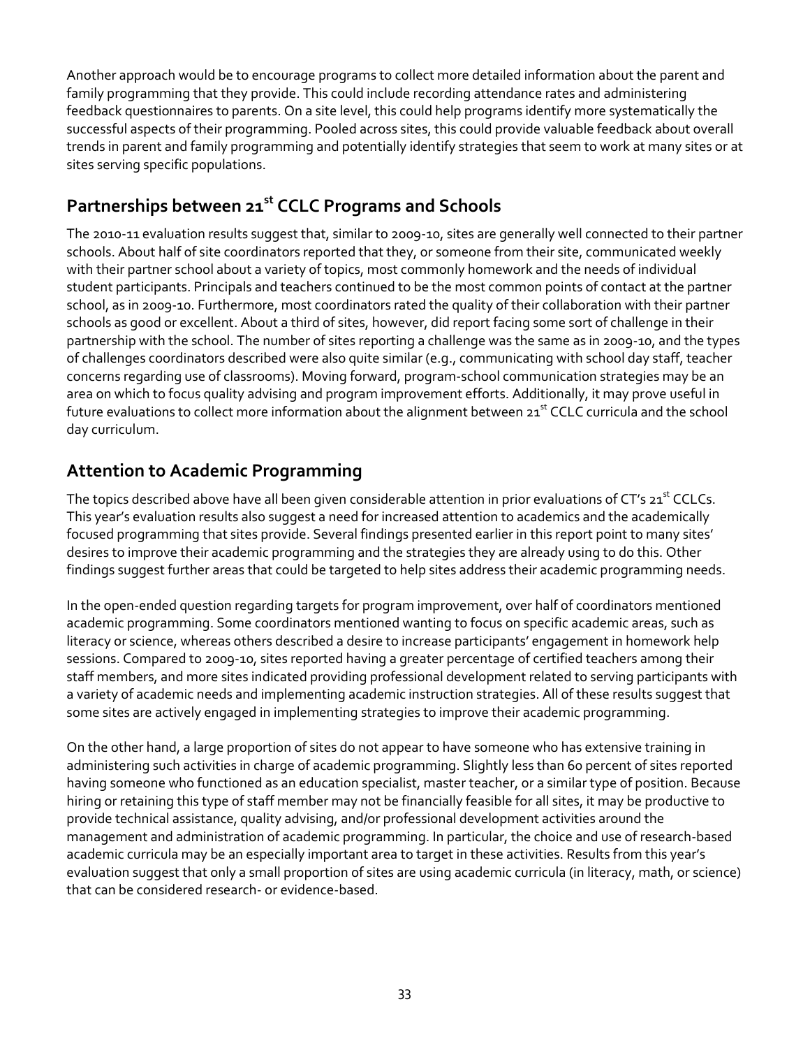Another approach would be to encourage programs to collect more detailed information about the parent and family programming that they provide. This could include recording attendance rates and administering feedback questionnaires to parents. On a site level, this could help programs identify more systematically the successful aspects of their programming. Pooled across sites, this could provide valuable feedback about overall trends in parent and family programming and potentially identify strategies that seem to work at many sites or at sites serving specific populations.

## Partnerships between 21st CCLC Programs and Schools

The 2010-11 evaluation results suggest that, similar to 2009-10, sites are generally well connected to their partner schools. About half of site coordinators reported that they, or someone from their site, communicated weekly with their partner school about a variety of topics, most commonly homework and the needs of individual student participants. Principals and teachers continued to be the most common points of contact at the partner school, as in 2009-10. Furthermore, most coordinators rated the quality of their collaboration with their partner schools as good or excellent. About a third of sites, however, did report facing some sort of challenge in their partnership with the school. The number of sites reporting a challenge was the same as in 2009-10, and the types of challenges coordinators described were also quite similar (e.g., communicating with school day staff, teacher concerns regarding use of classrooms). Moving forward, program-school communication strategies may be an area on which to focus quality advising and program improvement efforts. Additionally, it may prove useful in future evaluations to collect more information about the alignment between 21st CCLC curricula and the school day curriculum.

## Attention to Academic Programming

The topics described above have all been given considerable attention in prior evaluations of CT's 21st CCLCs. This year's evaluation results also suggest a need for increased attention to academics and the academically focused programming that sites provide. Several findings presented earlier in this report point to many sites' desires to improve their academic programming and the strategies they are already using to do this. Other findings suggest further areas that could be targeted to help sites address their academic programming needs.

In the open-ended question regarding targets for program improvement, over half of coordinators mentioned academic programming. Some coordinators mentioned wanting to focus on specific academic areas, such as literacy or science, whereas others described a desire to increase participants' engagement in homework help sessions. Compared to 2009-10, sites reported having a greater percentage of certified teachers among their staff members, and more sites indicated providing professional development related to serving participants with a variety of academic needs and implementing academic instruction strategies. All of these results suggest that some sites are actively engaged in implementing strategies to improve their academic programming.

On the other hand, a large proportion of sites do not appear to have someone who has extensive training in administering such activities in charge of academic programming. Slightly less than 60 percent of sites reported having someone who functioned as an education specialist, master teacher, or a similar type of position. Because hiring or retaining this type of staff member may not be financially feasible for all sites, it may be productive to provide technical assistance, quality advising, and/or professional development activities around the management and administration of academic programming. In particular, the choice and use of research-based academic curricula may be an especially important area to target in these activities. Results from this year's evaluation suggest that only a small proportion of sites are using academic curricula (in literacy, math, or science) that can be considered research- or evidence-based.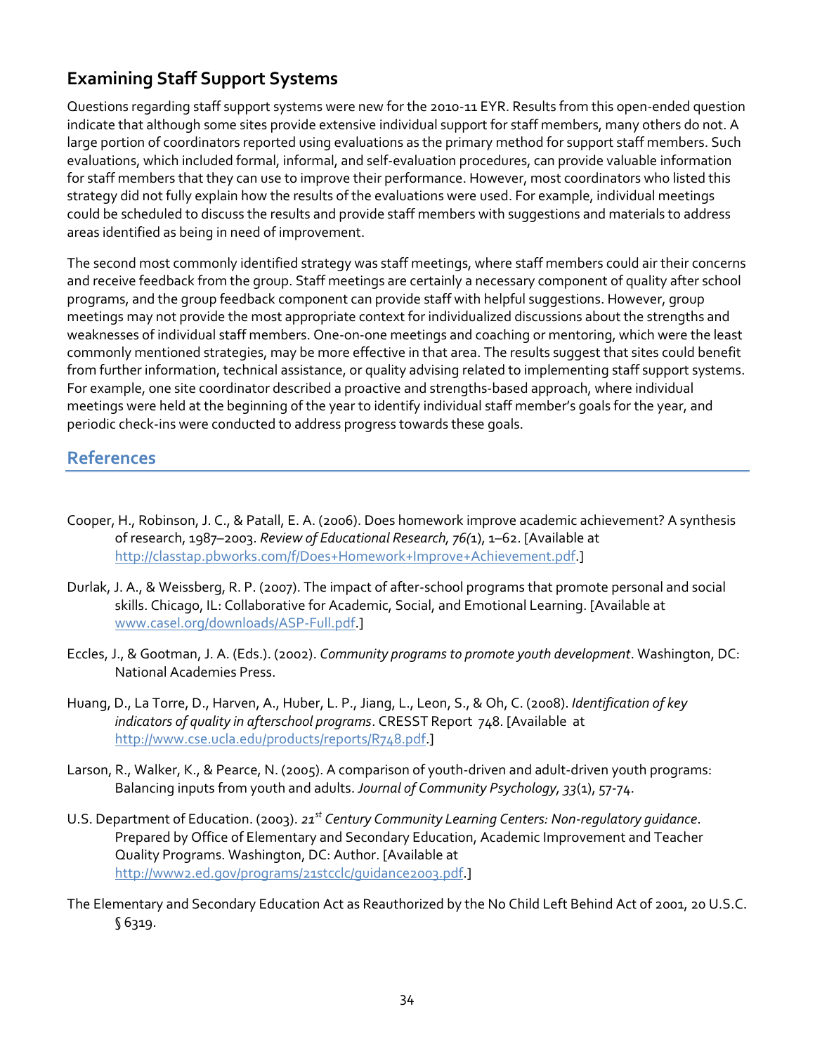## Examining Staff Support Systems

Questions regarding staff support systems were new for the 2010-11 EYR. Results from this open-ended question indicate that although some sites provide extensive individual support for staff members, many others do not. A large portion of coordinators reported using evaluations as the primary method for support staff members. Such evaluations, which included formal, informal, and self-evaluation procedures, can provide valuable information for staff members that they can use to improve their performance. However, most coordinators who listed this strategy did not fully explain how the results of the evaluations were used. For example, individual meetings could be scheduled to discuss the results and provide staff members with suggestions and materials to address areas identified as being in need of improvement.

The second most commonly identified strategy was staff meetings, where staff members could air their concerns and receive feedback from the group. Staff meetings are certainly a necessary component of quality after school programs, and the group feedback component can provide staff with helpful suggestions. However, group meetings may not provide the most appropriate context for individualized discussions about the strengths and weaknesses of individual staff members. One-on-one meetings and coaching or mentoring, which were the least commonly mentioned strategies, may be more effective in that area. The results suggest that sites could benefit from further information, technical assistance, or quality advising related to implementing staff support systems. For example, one site coordinator described a proactive and strengths-based approach, where individual meetings were held at the beginning of the year to identify individual staff member's goals for the year, and periodic check-ins were conducted to address progress towards these goals.

## References

Cooper, H., Robinson, J. C., & Patall, E. A. (2006). Does homework improve academic achievement? A synthesis of research, 1987–2003. *Review of Educational Research, 76(*1), 1–62. [Available at http://classtap.pbworks.com/f/Does+Homework+Improve+Achievement.pdf.]

Durlak, J. A., & Weissberg, R. P. (2007). The impact of after-school programs that promote personal and social skills. Chicago, IL: Collaborative for Academic, Social, and Emotional Learning. [Available at www.casel.org/downloads/ASP-Full.pdf.]

Eccles, J., & Gootman, J. A. (Eds.). (2002). *Community programs to promote youth development*. Washington, DC: National Academies Press.

Huang, D., La Torre, D., Harven, A., Huber, L. P., Jiang, L., Leon, S., & Oh, C. (2008). *Identification of key indicators of quality in afterschool programs*. CRESST Report 748. [Available at http://www.cse.ucla.edu/products/reports/R748.pdf.]

Larson, R., Walker, K., & Pearce, N. (2005). A comparison of youth-driven and adult-driven youth programs: Balancing inputs from youth and adults. *Journal of Community Psychology*, *33*(1), 57-74.

U.S. Department of Education. (2003). *21st Century Community Learning Centers: Non-regulatory guidance*. Prepared by Office of Elementary and Secondary Education, Academic Improvement and Teacher Quality Programs. Washington, DC: Author. [Available at http://www2.ed.gov/programs/21stcclc/guidance2003.pdf.]

The Elementary and Secondary Education Act as Reauthorized by the No Child Left Behind Act of 2001, 20 U.S.C. § 6319.